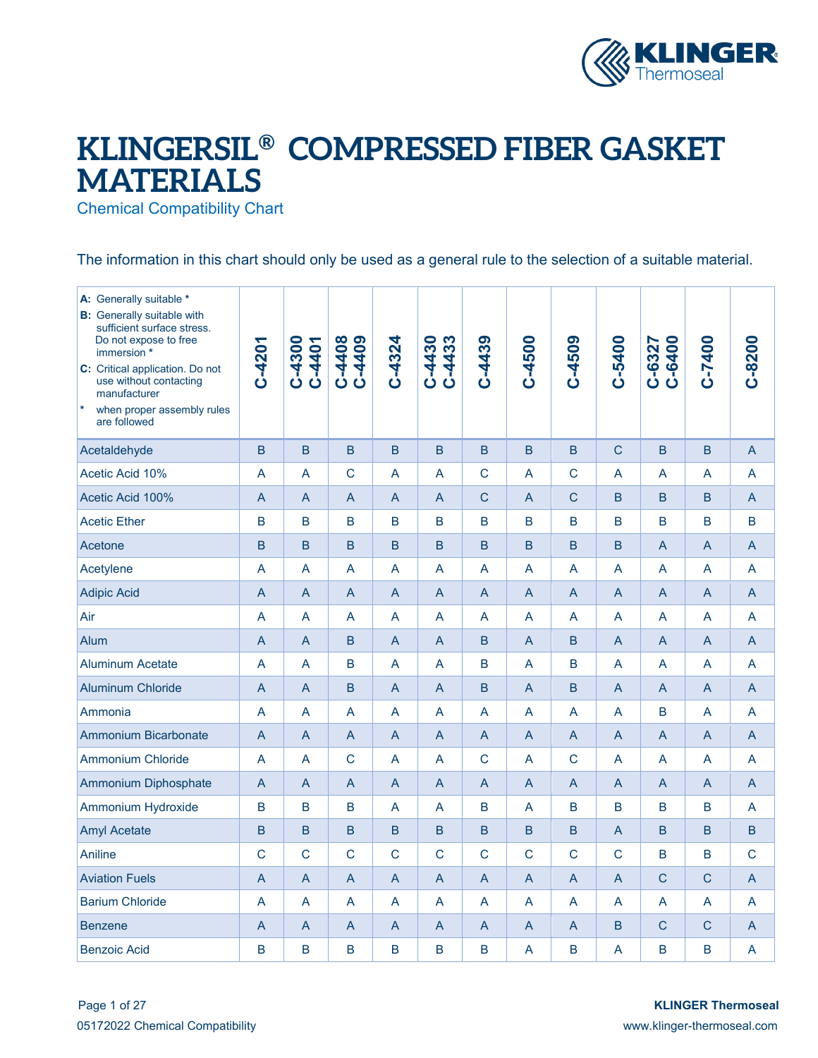# KLINGERSIL® COMPRESSED FIBER GASKET MATERIALS

## Chemical Compatibility Chart

The information in this chart should only be used as a general rule to the selection of a suitable material.

| **A:** Generally suitable * <br> **B:** Generally suitable with sufficient surface stress. Do not expose to free immersion * <br> **C:** Critical application. Do not use without contacting manufacturer <br> * when proper assembly rules are followed | C-4201 | C-4300 C-4401 | C-4408 C-4409 | C-4324 | C-4430 C-4433 | C-4439 | C-4500 | C-4509 | C-5400 | C-6327 C-6400 | C-7400 | C-8200 |
|---|---|---|---|---|---|---|---|---|---|---|---|---|
| Acetaldehyde | B | B | B | B | B | B | B | B | C | B | B | A |
| Acetic Acid 10% | A | A | C | A | A | C | A | C | A | A | A | A |
| Acetic Acid 100% | A | A | A | A | A | C | A | C | B | B | B | A |
| Acetic Ether | B | B | B | B | B | B | B | B | B | B | B | B |
| Acetone | B | B | B | B | B | B | B | B | B | A | A | A |
| Acetylene | A | A | A | A | A | A | A | A | A | A | A | A |
| Adipic Acid | A | A | A | A | A | A | A | A | A | A | A | A |
| Air | A | A | A | A | A | A | A | A | A | A | A | A |
| Alum | A | A | B | A | A | B | A | B | A | A | A | A |
| Aluminum Acetate | A | A | B | A | A | B | A | B | A | A | A | A |
| Aluminum Chloride | A | A | B | A | A | B | A | B | A | A | A | A |
| Ammonia | A | A | A | A | A | A | A | A | A | B | A | A |
| Ammonium Bicarbonate | A | A | A | A | A | A | A | A | A | A | A | A |
| Ammonium Chloride | A | A | C | A | A | C | A | C | A | A | A | A |
| Ammonium Diphosphate | A | A | A | A | A | A | A | A | A | A | A | A |
| Ammonium Hydroxide | B | B | B | A | A | B | A | B | B | B | B | A |
| Amyl Acetate | B | B | B | B | B | B | B | B | A | B | B | B |
| Aniline | C | C | C | C | C | C | C | C | C | B | B | C |
| Aviation Fuels | A | A | A | A | A | A | A | A | A | C | C | A |
| Barium Chloride | A | A | A | A | A | A | A | A | A | A | A | A |
| Benzene | A | A | A | A | A | A | A | A | B | C | C | A |
| Benzoic Acid | B | B | B | B | B | B | A | B | A | B | B | A |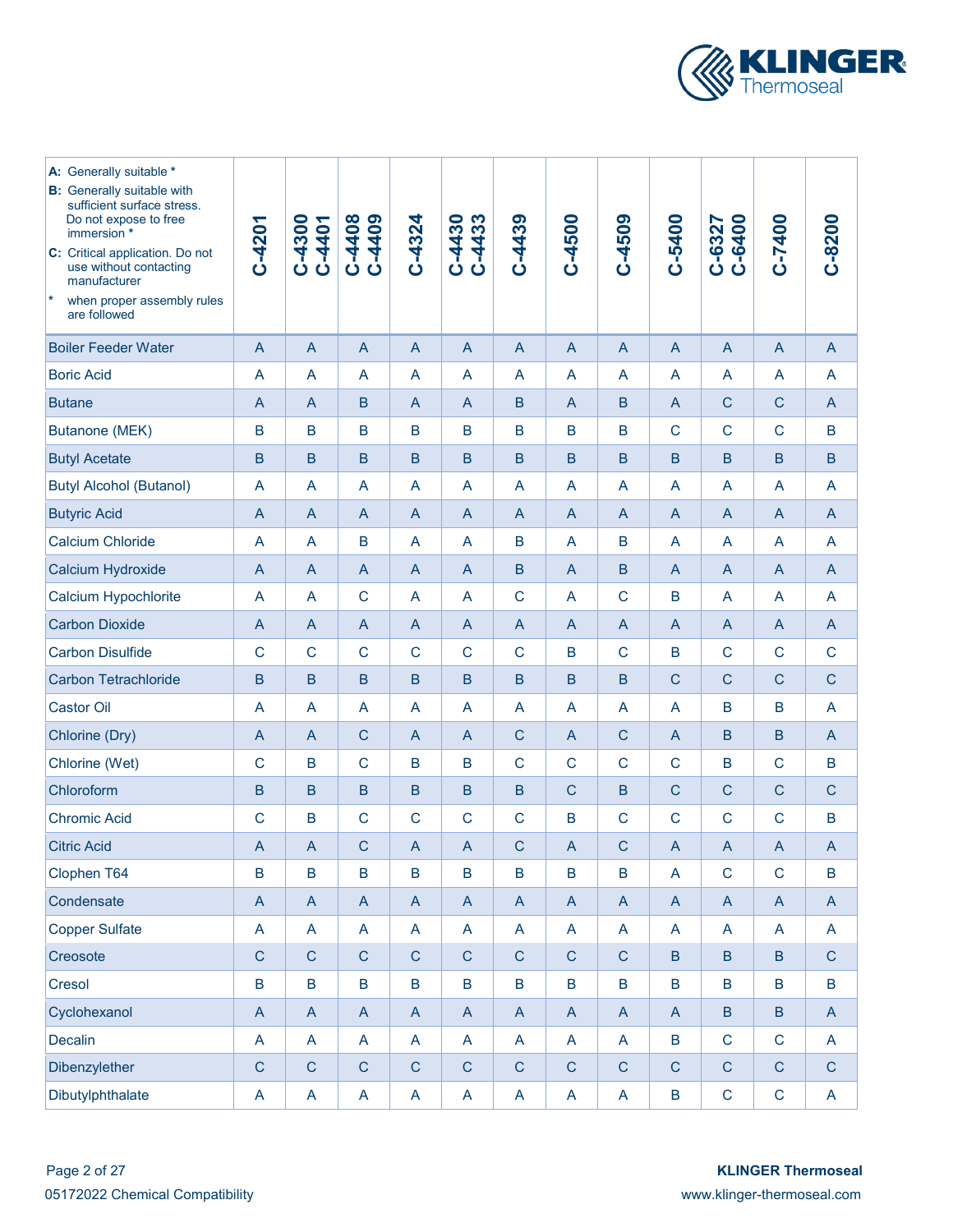| A: Generally suitable * <br> B: Generally suitable with sufficient surface stress. Do not expose to free immersion * <br> C: Critical application. Do not use without contacting manufacturer <br> * when proper assembly rules are followed | C-4201 | C-4300 C-4401 | C-4408 C-4409 | C-4324 | C-4430 C-4433 | C-4439 | C-4500 | C-4509 | C-5400 | C-6327 C-6400 | C-7400 | C-8200 |
|---|---|---|---|---|---|---|---|---|---|---|---|---|
| Boiler Feeder Water | A | A | A | A | A | A | A | A | A | A | A | A |
| Boric Acid | A | A | A | A | A | A | A | A | A | A | A | A |
| Butane | A | A | B | A | A | B | A | B | A | C | C | A |
| Butanone (MEK) | B | B | B | B | B | B | B | B | C | C | C | B |
| Butyl Acetate | B | B | B | B | B | B | B | B | B | B | B | B |
| Butyl Alcohol (Butanol) | A | A | A | A | A | A | A | A | A | A | A | A |
| Butyric Acid | A | A | A | A | A | A | A | A | A | A | A | A |
| Calcium Chloride | A | A | B | A | A | B | A | B | A | A | A | A |
| Calcium Hydroxide | A | A | A | A | A | B | A | B | A | A | A | A |
| Calcium Hypochlorite | A | A | C | A | A | C | A | C | B | A | A | A |
| Carbon Dioxide | A | A | A | A | A | A | A | A | A | A | A | A |
| Carbon Disulfide | C | C | C | C | C | C | B | C | B | C | C | C |
| Carbon Tetrachloride | B | B | B | B | B | B | B | B | C | C | C | C |
| Castor Oil | A | A | A | A | A | A | A | A | A | B | B | A |
| Chlorine (Dry) | A | A | C | A | A | C | A | C | A | B | B | A |
| Chlorine (Wet) | C | B | C | B | B | C | C | C | C | B | C | B |
| Chloroform | B | B | B | B | B | B | C | B | C | C | C | C |
| Chromic Acid | C | B | C | C | C | C | B | C | C | C | C | B |
| Citric Acid | A | A | C | A | A | C | A | C | A | A | A | A |
| Clophen T64 | B | B | B | B | B | B | B | B | A | C | C | B |
| Condensate | A | A | A | A | A | A | A | A | A | A | A | A |
| Copper Sulfate | A | A | A | A | A | A | A | A | A | A | A | A |
| Creosote | C | C | C | C | C | C | C | C | B | B | B | C |
| Cresol | B | B | B | B | B | B | B | B | B | B | B | B |
| Cyclohexanol | A | A | A | A | A | A | A | A | A | B | B | A |
| Decalin | A | A | A | A | A | A | A | A | B | C | C | A |
| Dibenzylether | C | C | C | C | C | C | C | C | C | C | C | C |
| Dibutylphthalate | A | A | A | A | A | A | A | A | B | C | C | A |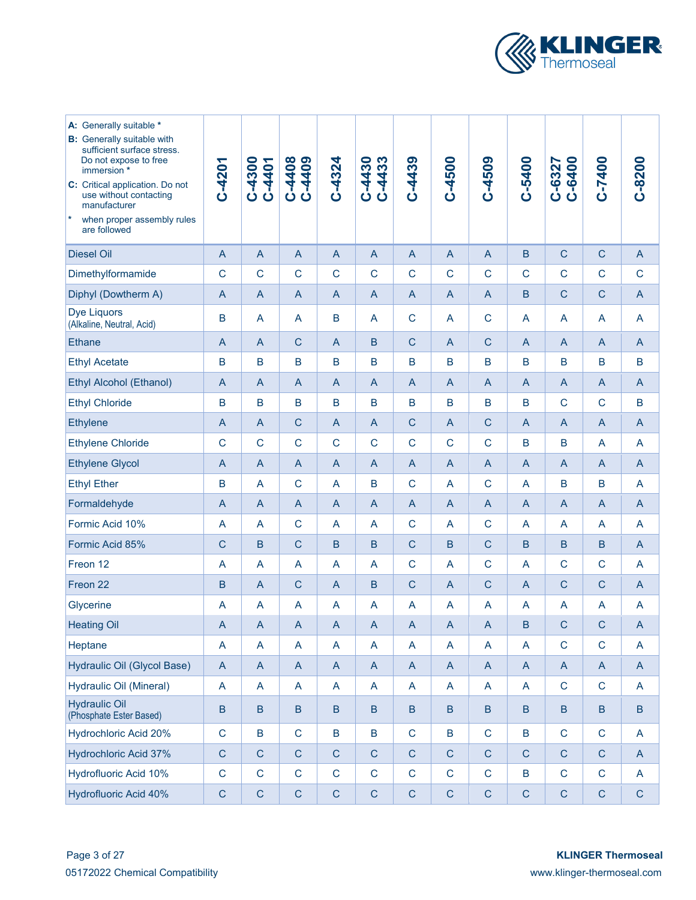| A: Generally suitable * <br> B: Generally suitable with sufficient surface stress. Do not expose to free immersion * <br> C: Critical application. Do not use without contacting manufacturer <br> * when proper assembly rules are followed | C-4201 | C-4300 C-4401 | C-4408 C-4409 | C-4324 | C-4430 C-4433 | C-4439 | C-4500 | C-4509 | C-5400 | C-6327 C-6400 | C-7400 | C-8200 |
|---|---|---|---|---|---|---|---|---|---|---|---|---|
| Diesel Oil | A | A | A | A | A | A | A | A | B | C | C | A |
| Dimethylformamide | C | C | C | C | C | C | C | C | C | C | C | C |
| Diphyl (Dowtherm A) | A | A | A | A | A | A | A | A | B | C | C | A |
| Dye Liquors (Alkaline, Neutral, Acid) | B | A | A | B | A | C | A | C | A | A | A | A |
| Ethane | A | A | C | A | B | C | A | C | A | A | A | A |
| Ethyl Acetate | B | B | B | B | B | B | B | B | B | B | B | B |
| Ethyl Alcohol (Ethanol) | A | A | A | A | A | A | A | A | A | A | A | A |
| Ethyl Chloride | B | B | B | B | B | B | B | B | B | C | C | B |
| Ethylene | A | A | C | A | A | C | A | C | A | A | A | A |
| Ethylene Chloride | C | C | C | C | C | C | C | C | B | B | A | A |
| Ethylene Glycol | A | A | A | A | A | A | A | A | A | A | A | A |
| Ethyl Ether | B | A | C | A | B | C | A | C | A | B | B | A |
| Formaldehyde | A | A | A | A | A | A | A | A | A | A | A | A |
| Formic Acid 10% | A | A | C | A | A | C | A | C | A | A | A | A |
| Formic Acid 85% | C | B | C | B | B | C | B | C | B | B | B | A |
| Freon 12 | A | A | A | A | A | C | A | C | A | C | C | A |
| Freon 22 | B | A | C | A | B | C | A | C | A | C | C | A |
| Glycerine | A | A | A | A | A | A | A | A | A | A | A | A |
| Heating Oil | A | A | A | A | A | A | A | A | B | C | C | A |
| Heptane | A | A | A | A | A | A | A | A | A | C | C | A |
| Hydraulic Oil (Glycol Base) | A | A | A | A | A | A | A | A | A | A | A | A |
| Hydraulic Oil (Mineral) | A | A | A | A | A | A | A | A | A | C | C | A |
| Hydraulic Oil (Phosphate Ester Based) | B | B | B | B | B | B | B | B | B | B | B | B |
| Hydrochloric Acid 20% | C | B | C | B | B | C | B | C | B | C | C | A |
| Hydrochloric Acid 37% | C | C | C | C | C | C | C | C | C | C | C | A |
| Hydrofluoric Acid 10% | C | C | C | C | C | C | C | C | B | C | C | A |
| Hydrofluoric Acid 40% | C | C | C | C | C | C | C | C | C | C | C | C |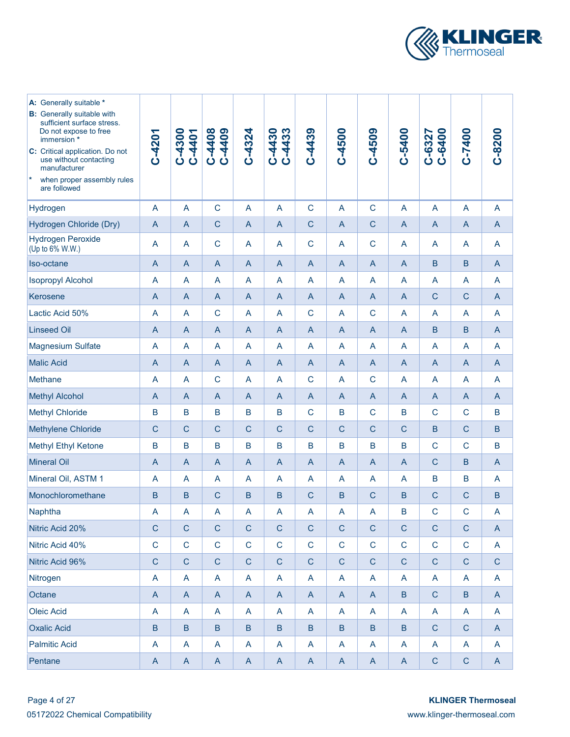| **A:** Generally suitable * <br> **B:** Generally suitable with sufficient surface stress. Do not expose to free immersion * <br> **C:** Critical application. Do not use without contacting manufacturer <br> * when proper assembly rules are followed | C-4201 | C-4300 C-4401 | C-4408 C-4409 | C-4324 | C-4430 C-4433 | C-4439 | C-4500 | C-4509 | C-5400 | C-6327 C-6400 | C-7400 | C-8200 |
|---|---|---|---|---|---|---|---|---|---|---|---|---|
| Hydrogen | A | A | C | A | A | C | A | C | A | A | A | A |
| Hydrogen Chloride (Dry) | A | A | C | A | A | C | A | C | A | A | A | A |
| Hydrogen Peroxide (Up to 6% W.W.) | A | A | C | A | A | C | A | C | A | A | A | A |
| Iso-octane | A | A | A | A | A | A | A | A | A | B | B | A |
| Isopropyl Alcohol | A | A | A | A | A | A | A | A | A | A | A | A |
| Kerosene | A | A | A | A | A | A | A | A | A | C | C | A |
| Lactic Acid 50% | A | A | C | A | A | C | A | C | A | A | A | A |
| Linseed Oil | A | A | A | A | A | A | A | A | A | B | B | A |
| Magnesium Sulfate | A | A | A | A | A | A | A | A | A | A | A | A |
| Malic Acid | A | A | A | A | A | A | A | A | A | A | A | A |
| Methane | A | A | C | A | A | C | A | C | A | A | A | A |
| Methyl Alcohol | A | A | A | A | A | A | A | A | A | A | A | A |
| Methyl Chloride | B | B | B | B | B | C | B | C | B | C | C | B |
| Methylene Chloride | C | C | C | C | C | C | C | C | C | B | C | B |
| Methyl Ethyl Ketone | B | B | B | B | B | B | B | B | B | C | C | B |
| Mineral Oil | A | A | A | A | A | A | A | A | A | C | B | A |
| Mineral Oil, ASTM 1 | A | A | A | A | A | A | A | A | A | B | B | A |
| Monochloromethane | B | B | C | B | B | C | B | C | B | C | C | B |
| Naphtha | A | A | A | A | A | A | A | A | B | C | C | A |
| Nitric Acid 20% | C | C | C | C | C | C | C | C | C | C | C | A |
| Nitric Acid 40% | C | C | C | C | C | C | C | C | C | C | C | A |
| Nitric Acid 96% | C | C | C | C | C | C | C | C | C | C | C | C |
| Nitrogen | A | A | A | A | A | A | A | A | A | A | A | A |
| Octane | A | A | A | A | A | A | A | A | B | C | B | A |
| Oleic Acid | A | A | A | A | A | A | A | A | A | A | A | A |
| Oxalic Acid | B | B | B | B | B | B | B | B | B | C | C | A |
| Palmitic Acid | A | A | A | A | A | A | A | A | A | A | A | A |
| Pentane | A | A | A | A | A | A | A | A | A | C | C | A |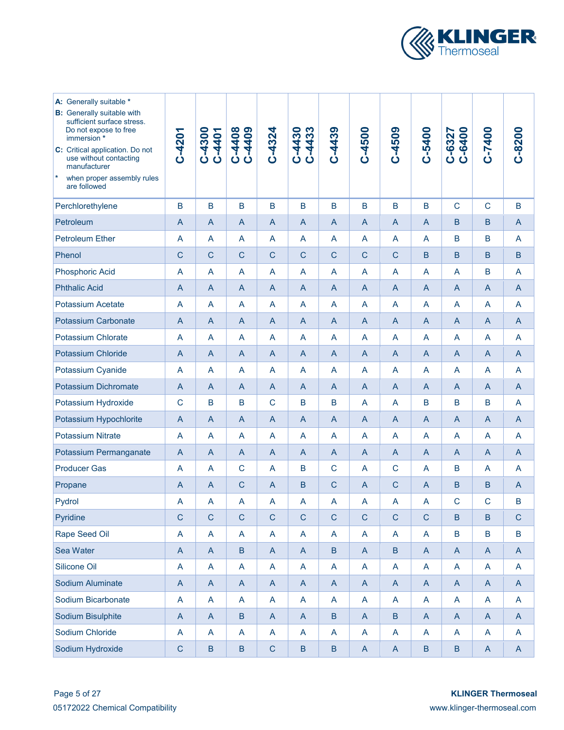| **A:** Generally suitable * <br> **B:** Generally suitable with sufficient surface stress. Do not expose to free immersion * <br> **C:** Critical application. Do not use without contacting manufacturer <br> * when proper assembly rules are followed | C-4201 | C-4300 C-4401 | C-4408 C-4409 | C-4324 | C-4430 C-4433 | C-4439 | C-4500 | C-4509 | C-5400 | C-6327 C-6400 | C-7400 | C-8200 |
|---|---|---|---|---|---|---|---|---|---|---|---|---|
| Perchlorethylene | B | B | B | B | B | B | B | B | B | C | C | B |
| Petroleum | A | A | A | A | A | A | A | A | A | B | B | A |
| Petroleum Ether | A | A | A | A | A | A | A | A | A | B | B | A |
| Phenol | C | C | C | C | C | C | C | C | B | B | B | B |
| Phosphoric Acid | A | A | A | A | A | A | A | A | A | A | B | A |
| Phthalic Acid | A | A | A | A | A | A | A | A | A | A | A | A |
| Potassium Acetate | A | A | A | A | A | A | A | A | A | A | A | A |
| Potassium Carbonate | A | A | A | A | A | A | A | A | A | A | A | A |
| Potassium Chlorate | A | A | A | A | A | A | A | A | A | A | A | A |
| Potassium Chloride | A | A | A | A | A | A | A | A | A | A | A | A |
| Potassium Cyanide | A | A | A | A | A | A | A | A | A | A | A | A |
| Potassium Dichromate | A | A | A | A | A | A | A | A | A | A | A | A |
| Potassium Hydroxide | C | B | B | C | B | B | A | A | B | B | B | A |
| Potassium Hypochlorite | A | A | A | A | A | A | A | A | A | A | A | A |
| Potassium Nitrate | A | A | A | A | A | A | A | A | A | A | A | A |
| Potassium Permanganate | A | A | A | A | A | A | A | A | A | A | A | A |
| Producer Gas | A | A | C | A | B | C | A | C | A | B | A | A |
| Propane | A | A | C | A | B | C | A | C | A | B | B | A |
| Pydrol | A | A | A | A | A | A | A | A | A | C | C | B |
| Pyridine | C | C | C | C | C | C | C | C | C | B | B | C |
| Rape Seed Oil | A | A | A | A | A | A | A | A | A | B | B | B |
| Sea Water | A | A | B | A | A | B | A | B | A | A | A | A |
| Silicone Oil | A | A | A | A | A | A | A | A | A | A | A | A |
| Sodium Aluminate | A | A | A | A | A | A | A | A | A | A | A | A |
| Sodium Bicarbonate | A | A | A | A | A | A | A | A | A | A | A | A |
| Sodium Bisulphite | A | A | B | A | A | B | A | B | A | A | A | A |
| Sodium Chloride | A | A | A | A | A | A | A | A | A | A | A | A |
| Sodium Hydroxide | C | B | B | C | B | B | A | A | B | B | A | A |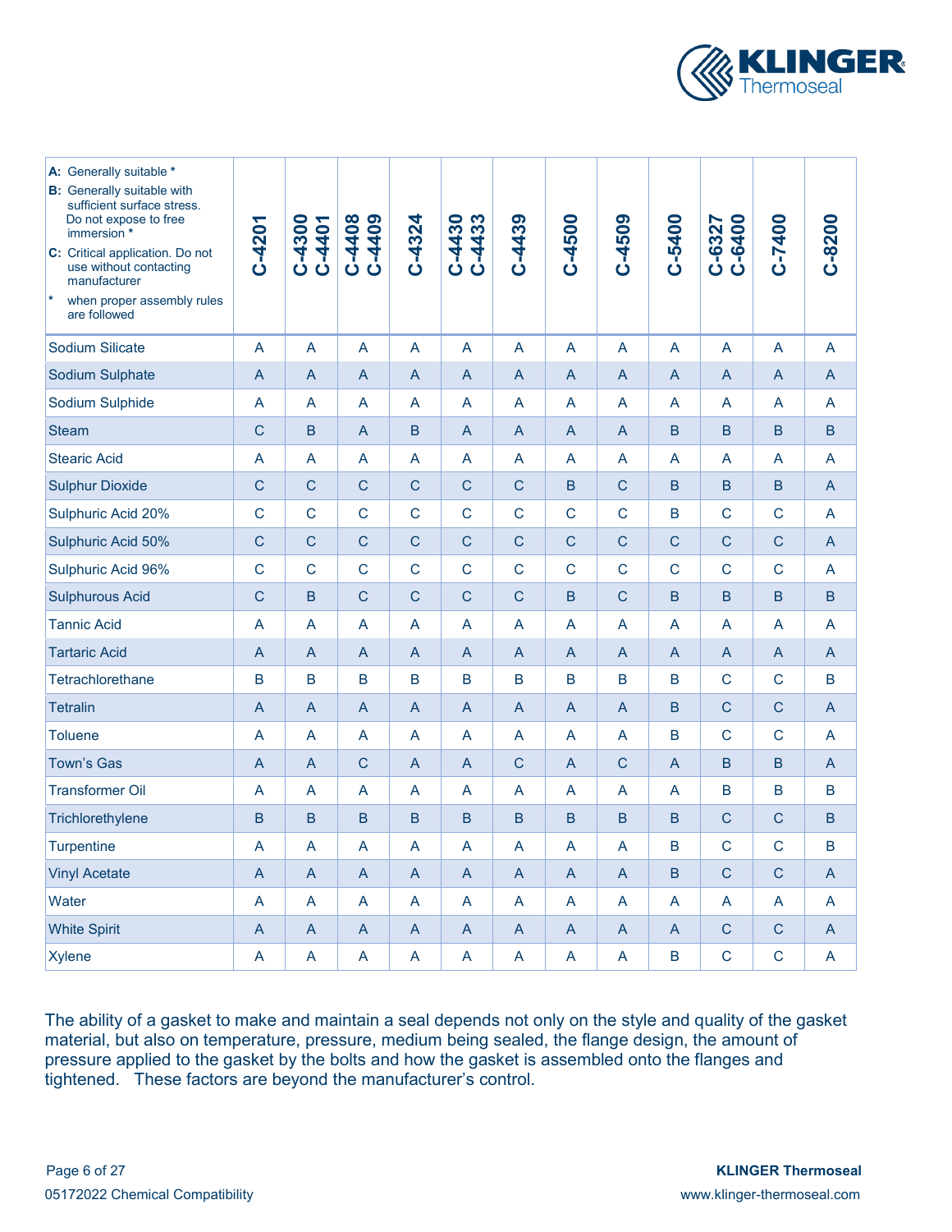| A: Generally suitable *<br>B: Generally suitable with sufficient surface stress. Do not expose to free immersion *<br>C: Critical application. Do not use without contacting manufacturer<br>* when proper assembly rules are followed | C-4201 | C-4300 C-4401 | C-4408 C-4409 | C-4324 | C-4430 C-4433 | C-4439 | C-4500 | C-4509 | C-5400 | C-6327 C-6400 | C-7400 | C-8200 |
|---|---|---|---|---|---|---|---|---|---|---|---|---|
| Sodium Silicate | A | A | A | A | A | A | A | A | A | A | A | A |
| Sodium Sulphate | A | A | A | A | A | A | A | A | A | A | A | A |
| Sodium Sulphide | A | A | A | A | A | A | A | A | A | A | A | A |
| Steam | C | B | A | B | A | A | A | A | B | B | B | B |
| Stearic Acid | A | A | A | A | A | A | A | A | A | A | A | A |
| Sulphur Dioxide | C | C | C | C | C | C | B | C | B | B | B | A |
| Sulphuric Acid 20% | C | C | C | C | C | C | C | C | B | C | C | A |
| Sulphuric Acid 50% | C | C | C | C | C | C | C | C | C | C | C | A |
| Sulphuric Acid 96% | C | C | C | C | C | C | C | C | C | C | C | A |
| Sulphurous Acid | C | B | C | C | C | C | B | C | B | B | B | B |
| Tannic Acid | A | A | A | A | A | A | A | A | A | A | A | A |
| Tartaric Acid | A | A | A | A | A | A | A | A | A | A | A | A |
| Tetrachlorethane | B | B | B | B | B | B | B | B | B | C | C | B |
| Tetralin | A | A | A | A | A | A | A | A | B | C | C | A |
| Toluene | A | A | A | A | A | A | A | A | B | C | C | A |
| Town's Gas | A | A | C | A | A | C | A | C | A | B | B | A |
| Transformer Oil | A | A | A | A | A | A | A | A | A | B | B | B |
| Trichlorethylene | B | B | B | B | B | B | B | B | B | C | C | B |
| Turpentine | A | A | A | A | A | A | A | A | B | C | C | B |
| Vinyl Acetate | A | A | A | A | A | A | A | A | B | C | C | A |
| Water | A | A | A | A | A | A | A | A | A | A | A | A |
| White Spirit | A | A | A | A | A | A | A | A | A | C | C | A |
| Xylene | A | A | A | A | A | A | A | A | B | C | C | A |

The ability of a gasket to make and maintain a seal depends not only on the style and quality of the gasket material, but also on temperature, pressure, medium being sealed, the flange design, the amount of pressure applied to the gasket by the bolts and how the gasket is assembled onto the flanges and tightened. These factors are beyond the manufacturer's control.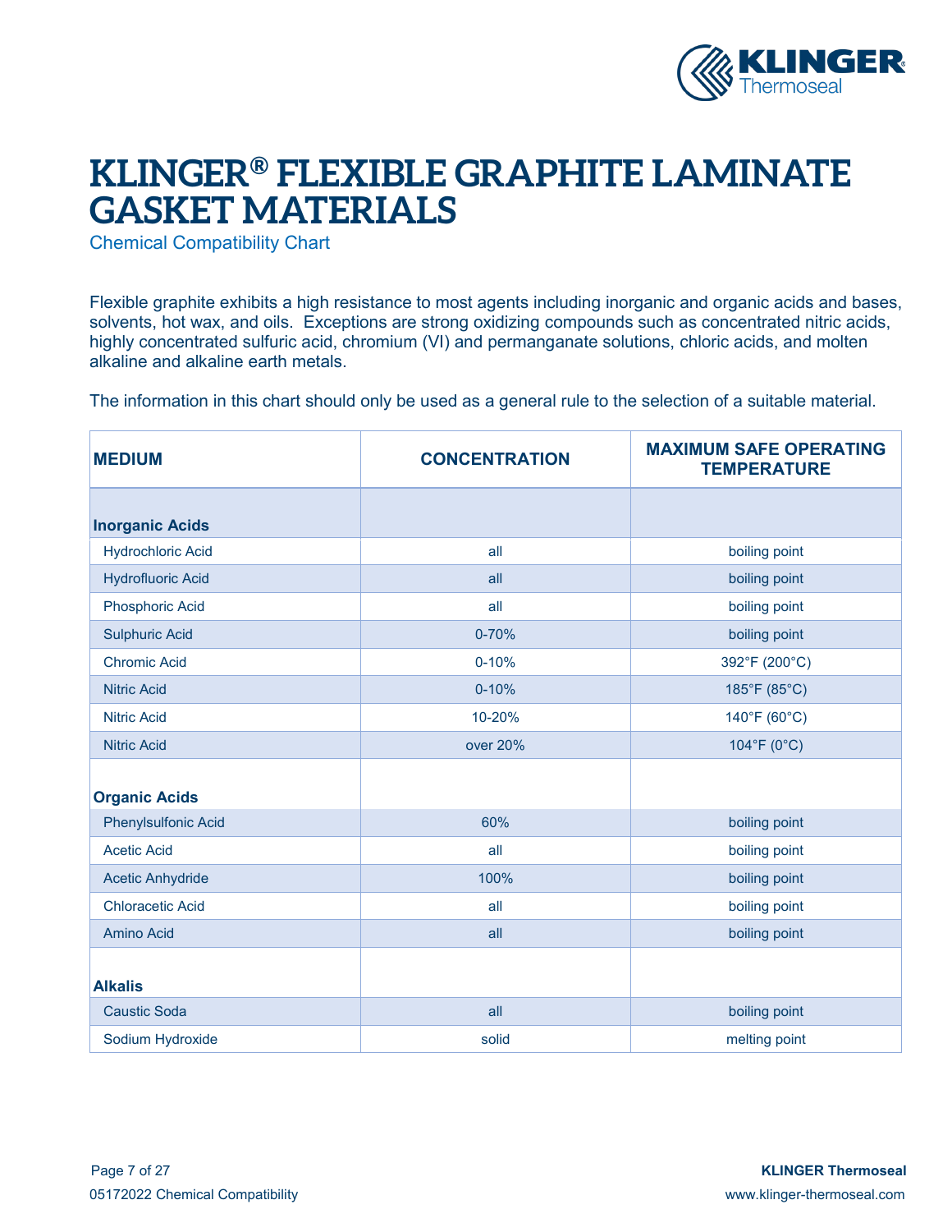# KLINGER® FLEXIBLE GRAPHITE LAMINATE GASKET MATERIALS

## Chemical Compatibility Chart

Flexible graphite exhibits a high resistance to most agents including inorganic and organic acids and bases, solvents, hot wax, and oils. Exceptions are strong oxidizing compounds such as concentrated nitric acids, highly concentrated sulfuric acid, chromium (VI) and permanganate solutions, chloric acids, and molten alkaline and alkaline earth metals.

The information in this chart should only be used as a general rule to the selection of a suitable material.

| MEDIUM | CONCENTRATION | MAXIMUM SAFE OPERATING TEMPERATURE |
|---|---|---|
| **Inorganic Acids** | | |
| Hydrochloric Acid | all | boiling point |
| Hydrofluoric Acid | all | boiling point |
| Phosphoric Acid | all | boiling point |
| Sulphuric Acid | 0-70% | boiling point |
| Chromic Acid | 0-10% | 392°F (200°C) |
| Nitric Acid | 0-10% | 185°F (85°C) |
| Nitric Acid | 10-20% | 140°F (60°C) |
| Nitric Acid | over 20% | 104°F (0°C) |
| **Organic Acids** | | |
| Phenylsulfonic Acid | 60% | boiling point |
| Acetic Acid | all | boiling point |
| Acetic Anhydride | 100% | boiling point |
| Chloracetic Acid | all | boiling point |
| Amino Acid | all | boiling point |
| **Alkalis** | | |
| Caustic Soda | all | boiling point |
| Sodium Hydroxide | solid | melting point |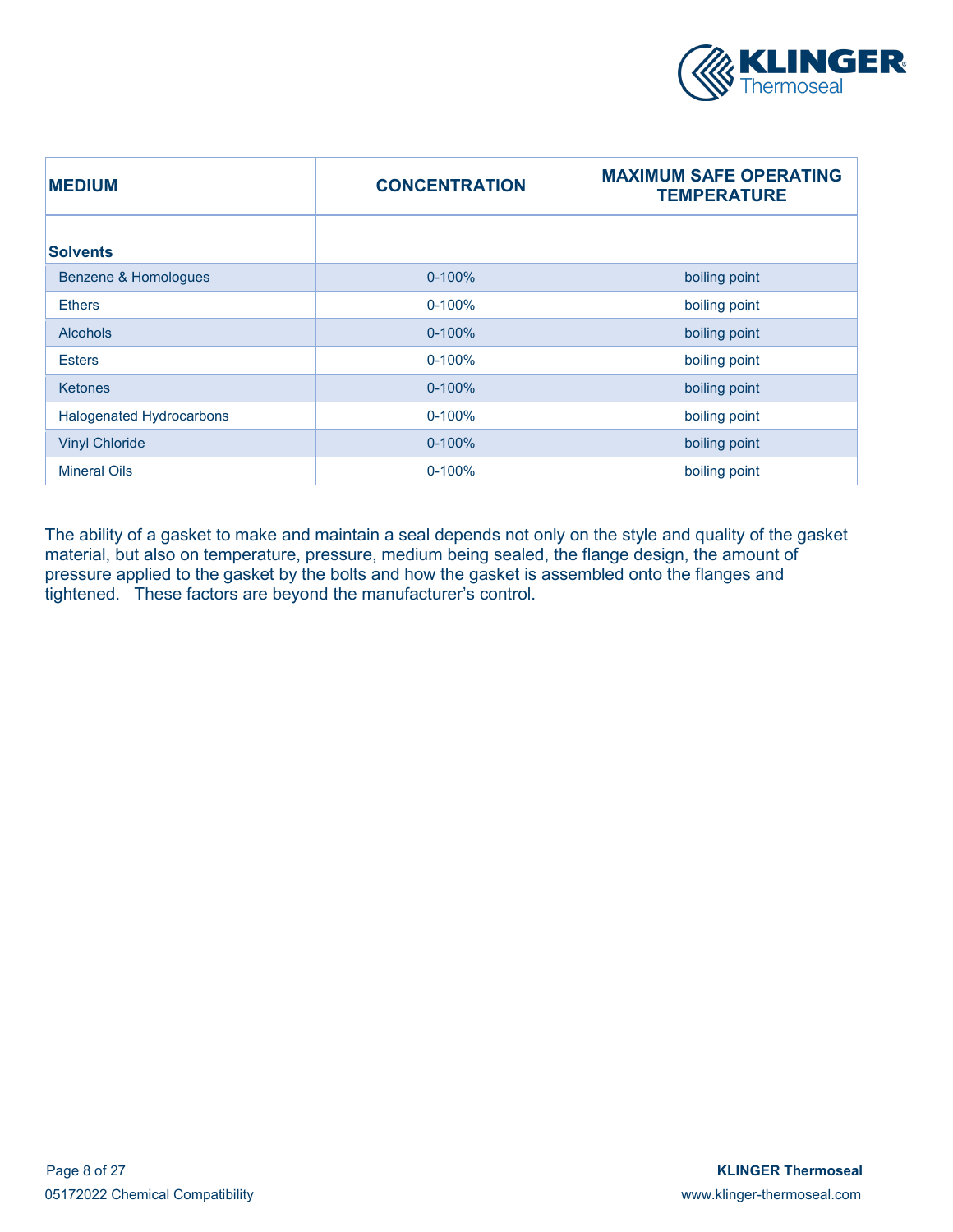| MEDIUM | CONCENTRATION | MAXIMUM SAFE OPERATING TEMPERATURE |
|---|---|---|
| **Solvents** | | |
| Benzene & Homologues | 0-100% | boiling point |
| Ethers | 0-100% | boiling point |
| Alcohols | 0-100% | boiling point |
| Esters | 0-100% | boiling point |
| Ketones | 0-100% | boiling point |
| Halogenated Hydrocarbons | 0-100% | boiling point |
| Vinyl Chloride | 0-100% | boiling point |
| Mineral Oils | 0-100% | boiling point |

The ability of a gasket to make and maintain a seal depends not only on the style and quality of the gasket material, but also on temperature, pressure, medium being sealed, the flange design, the amount of pressure applied to the gasket by the bolts and how the gasket is assembled onto the flanges and tightened. These factors are beyond the manufacturer's control.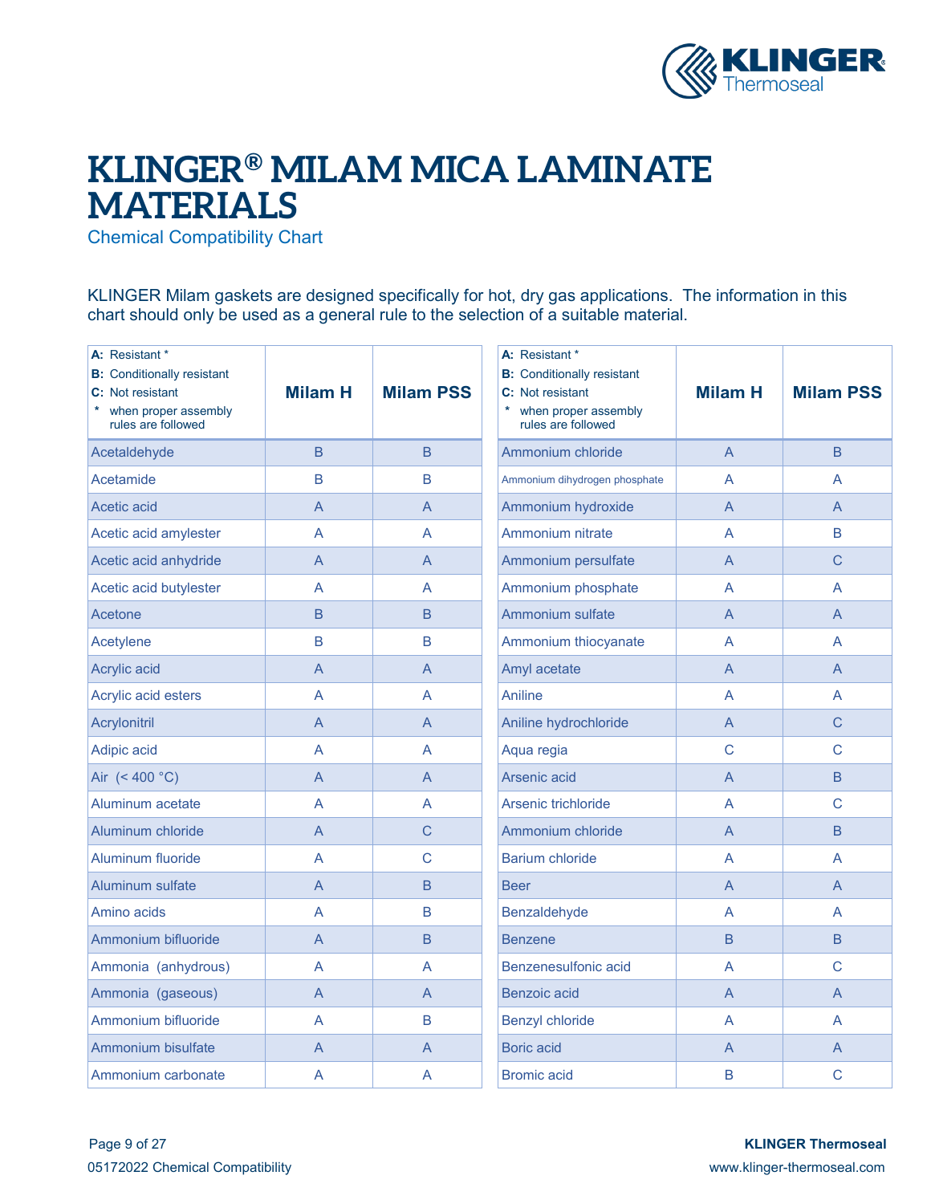# KLINGER® MILAM MICA LAMINATE MATERIALS

Chemical Compatibility Chart

KLINGER Milam gaskets are designed specifically for hot, dry gas applications. The information in this chart should only be used as a general rule to the selection of a suitable material.

| **A:** Resistant * <br> **B:** Conditionally resistant <br> **C:** Not resistant <br> * when proper assembly rules are followed | Milam H | Milam PSS |
|---|---|---|
| Acetaldehyde | B | B |
| Acetamide | B | B |
| Acetic acid | A | A |
| Acetic acid amylester | A | A |
| Acetic acid anhydride | A | A |
| Acetic acid butylester | A | A |
| Acetone | B | B |
| Acetylene | B | B |
| Acrylic acid | A | A |
| Acrylic acid esters | A | A |
| Acrylonitril | A | A |
| Adipic acid | A | A |
| Air (< 400 °C) | A | A |
| Aluminum acetate | A | A |
| Aluminum chloride | A | C |
| Aluminum fluoride | A | C |
| Aluminum sulfate | A | B |
| Amino acids | A | B |
| Ammonium bifluoride | A | B |
| Ammonia (anhydrous) | A | A |
| Ammonia (gaseous) | A | A |
| Ammonium bifluoride | A | B |
| Ammonium bisulfate | A | A |
| Ammonium carbonate | A | A |

| **A:** Resistant * <br> **B:** Conditionally resistant <br> **C:** Not resistant <br> * when proper assembly rules are followed | Milam H | Milam PSS |
|---|---|---|
| Ammonium chloride | A | B |
| Ammonium dihydrogen phosphate | A | A |
| Ammonium hydroxide | A | A |
| Ammonium nitrate | A | B |
| Ammonium persulfate | A | C |
| Ammonium phosphate | A | A |
| Ammonium sulfate | A | A |
| Ammonium thiocyanate | A | A |
| Amyl acetate | A | A |
| Aniline | A | A |
| Aniline hydrochloride | A | C |
| Aqua regia | C | C |
| Arsenic acid | A | B |
| Arsenic trichloride | A | C |
| Ammonium chloride | A | B |
| Barium chloride | A | A |
| Beer | A | A |
| Benzaldehyde | A | A |
| Benzene | B | B |
| Benzenesulfonic acid | A | C |
| Benzoic acid | A | A |
| Benzyl chloride | A | A |
| Boric acid | A | A |
| Bromic acid | B | C |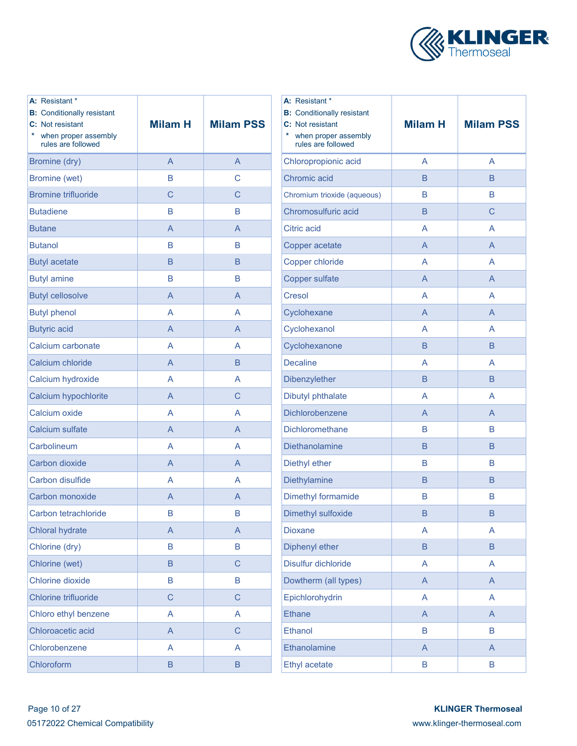| A: Resistant *<br>B: Conditionally resistant<br>C: Not resistant<br>* when proper assembly rules are followed | Milam H | Milam PSS |
|---|---|---|
| Bromine (dry) | A | A |
| Bromine (wet) | B | C |
| Bromine trifluoride | C | C |
| Butadiene | B | B |
| Butane | A | A |
| Butanol | B | B |
| Butyl acetate | B | B |
| Butyl amine | B | B |
| Butyl cellosolve | A | A |
| Butyl phenol | A | A |
| Butyric acid | A | A |
| Calcium carbonate | A | A |
| Calcium chloride | A | B |
| Calcium hydroxide | A | A |
| Calcium hypochlorite | A | C |
| Calcium oxide | A | A |
| Calcium sulfate | A | A |
| Carbolineum | A | A |
| Carbon dioxide | A | A |
| Carbon disulfide | A | A |
| Carbon monoxide | A | A |
| Carbon tetrachloride | B | B |
| Chloral hydrate | A | A |
| Chlorine (dry) | B | B |
| Chlorine (wet) | B | C |
| Chlorine dioxide | B | B |
| Chlorine trifluoride | C | C |
| Chloro ethyl benzene | A | A |
| Chloroacetic acid | A | C |
| Chlorobenzene | A | A |
| Chloroform | B | B |

| A: Resistant *<br>B: Conditionally resistant<br>C: Not resistant<br>* when proper assembly rules are followed | Milam H | Milam PSS |
|---|---|---|
| Chloropropionic acid | A | A |
| Chromic acid | B | B |
| Chromium trioxide (aqueous) | B | B |
| Chromosulfuric acid | B | C |
| Citric acid | A | A |
| Copper acetate | A | A |
| Copper chloride | A | A |
| Copper sulfate | A | A |
| Cresol | A | A |
| Cyclohexane | A | A |
| Cyclohexanol | A | A |
| Cyclohexanone | B | B |
| Decaline | A | A |
| Dibenzylether | B | B |
| Dibutyl phthalate | A | A |
| Dichlorobenzene | A | A |
| Dichloromethane | B | B |
| Diethanolamine | B | B |
| Diethyl ether | B | B |
| Diethylamine | B | B |
| Dimethyl formamide | B | B |
| Dimethyl sulfoxide | B | B |
| Dioxane | A | A |
| Diphenyl ether | B | B |
| Disulfur dichloride | A | A |
| Dowtherm (all types) | A | A |
| Epichlorohydrin | A | A |
| Ethane | A | A |
| Ethanol | B | B |
| Ethanolamine | A | A |
| Ethyl acetate | B | B |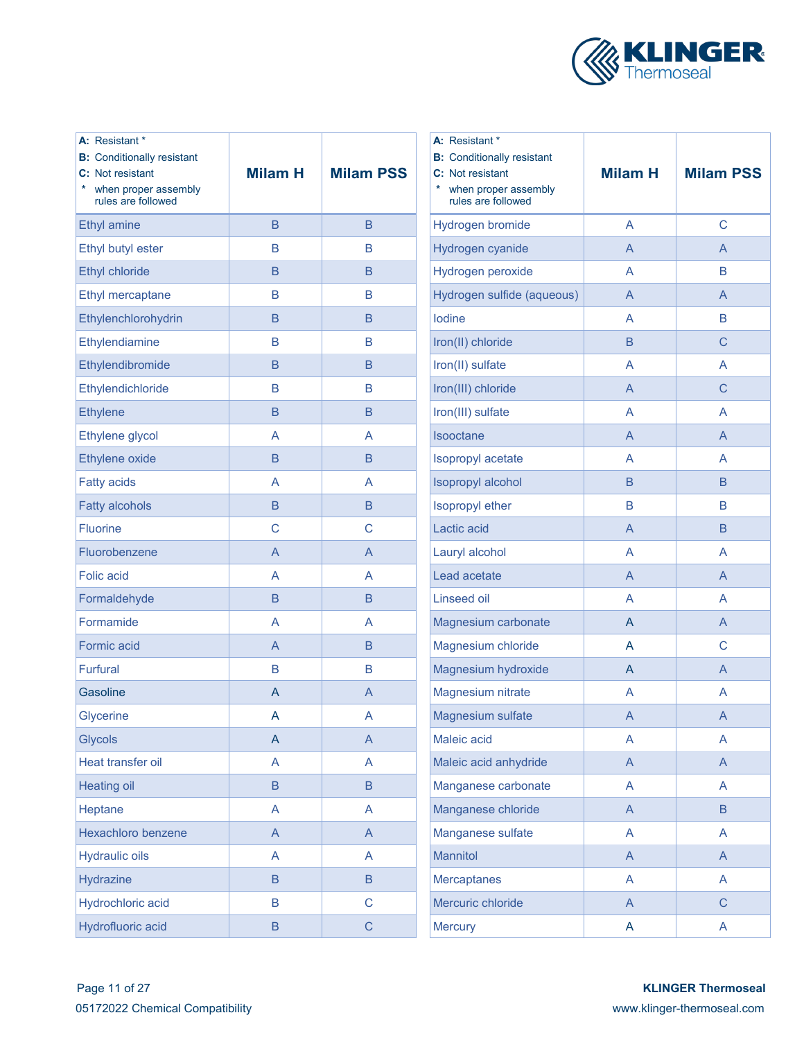| A: Resistant *<br>B: Conditionally resistant<br>C: Not resistant<br>* when proper assembly rules are followed | Milam H | Milam PSS |
|---|---|---|
| Ethyl amine | B | B |
| Ethyl butyl ester | B | B |
| Ethyl chloride | B | B |
| Ethyl mercaptane | B | B |
| Ethylenchlorohydrin | B | B |
| Ethylendiamine | B | B |
| Ethylendibromide | B | B |
| Ethylendichloride | B | B |
| Ethylene | B | B |
| Ethylene glycol | A | A |
| Ethylene oxide | B | B |
| Fatty acids | A | A |
| Fatty alcohols | B | B |
| Fluorine | C | C |
| Fluorobenzene | A | A |
| Folic acid | A | A |
| Formaldehyde | B | B |
| Formamide | A | A |
| Formic acid | A | B |
| Furfural | B | B |
| Gasoline | A | A |
| Glycerine | A | A |
| Glycols | A | A |
| Heat transfer oil | A | A |
| Heating oil | B | B |
| Heptane | A | A |
| Hexachloro benzene | A | A |
| Hydraulic oils | A | A |
| Hydrazine | B | B |
| Hydrochloric acid | B | C |
| Hydrofluoric acid | B | C |

| A: Resistant *<br>B: Conditionally resistant<br>C: Not resistant<br>* when proper assembly rules are followed | Milam H | Milam PSS |
|---|---|---|
| Hydrogen bromide | A | C |
| Hydrogen cyanide | A | A |
| Hydrogen peroxide | A | B |
| Hydrogen sulfide (aqueous) | A | A |
| Iodine | A | B |
| Iron(II) chloride | B | C |
| Iron(II) sulfate | A | A |
| Iron(III) chloride | A | C |
| Iron(III) sulfate | A | A |
| Isooctane | A | A |
| Isopropyl acetate | A | A |
| Isopropyl alcohol | B | B |
| Isopropyl ether | B | B |
| Lactic acid | A | B |
| Lauryl alcohol | A | A |
| Lead acetate | A | A |
| Linseed oil | A | A |
| Magnesium carbonate | A | A |
| Magnesium chloride | A | C |
| Magnesium hydroxide | A | A |
| Magnesium nitrate | A | A |
| Magnesium sulfate | A | A |
| Maleic acid | A | A |
| Maleic acid anhydride | A | A |
| Manganese carbonate | A | A |
| Manganese chloride | A | B |
| Manganese sulfate | A | A |
| Mannitol | A | A |
| Mercaptanes | A | A |
| Mercuric chloride | A | C |
| Mercury | A | A |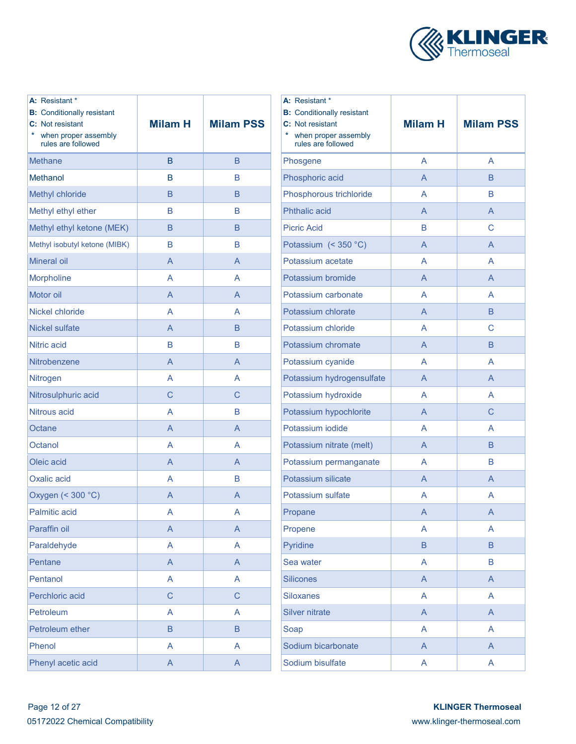| A: Resistant * B: Conditionally resistant C: Not resistant * when proper assembly rules are followed | Milam H | Milam PSS |
|---|---|---|
| Methane | B | B |
| Methanol | B | B |
| Methyl chloride | B | B |
| Methyl ethyl ether | B | B |
| Methyl ethyl ketone (MEK) | B | B |
| Methyl isobutyl ketone (MIBK) | B | B |
| Mineral oil | A | A |
| Morpholine | A | A |
| Motor oil | A | A |
| Nickel chloride | A | A |
| Nickel sulfate | A | B |
| Nitric acid | B | B |
| Nitrobenzene | A | A |
| Nitrogen | A | A |
| Nitrosulphuric acid | C | C |
| Nitrous acid | A | B |
| Octane | A | A |
| Octanol | A | A |
| Oleic acid | A | A |
| Oxalic acid | A | B |
| Oxygen (< 300 °C) | A | A |
| Palmitic acid | A | A |
| Paraffin oil | A | A |
| Paraldehyde | A | A |
| Pentane | A | A |
| Pentanol | A | A |
| Perchloric acid | C | C |
| Petroleum | A | A |
| Petroleum ether | B | B |
| Phenol | A | A |
| Phenyl acetic acid | A | A |

| A: Resistant * B: Conditionally resistant C: Not resistant * when proper assembly rules are followed | Milam H | Milam PSS |
|---|---|---|
| Phosgene | A | A |
| Phosphoric acid | A | B |
| Phosphorous trichloride | A | B |
| Phthalic acid | A | A |
| Picric Acid | B | C |
| Potassium (< 350 °C) | A | A |
| Potassium acetate | A | A |
| Potassium bromide | A | A |
| Potassium carbonate | A | A |
| Potassium chlorate | A | B |
| Potassium chloride | A | C |
| Potassium chromate | A | B |
| Potassium cyanide | A | A |
| Potassium hydrogensulfate | A | A |
| Potassium hydroxide | A | A |
| Potassium hypochlorite | A | C |
| Potassium iodide | A | A |
| Potassium nitrate (melt) | A | B |
| Potassium permanganate | A | B |
| Potassium silicate | A | A |
| Potassium sulfate | A | A |
| Propane | A | A |
| Propene | A | A |
| Pyridine | B | B |
| Sea water | A | B |
| Silicones | A | A |
| Siloxanes | A | A |
| Silver nitrate | A | A |
| Soap | A | A |
| Sodium bicarbonate | A | A |
| Sodium bisulfate | A | A |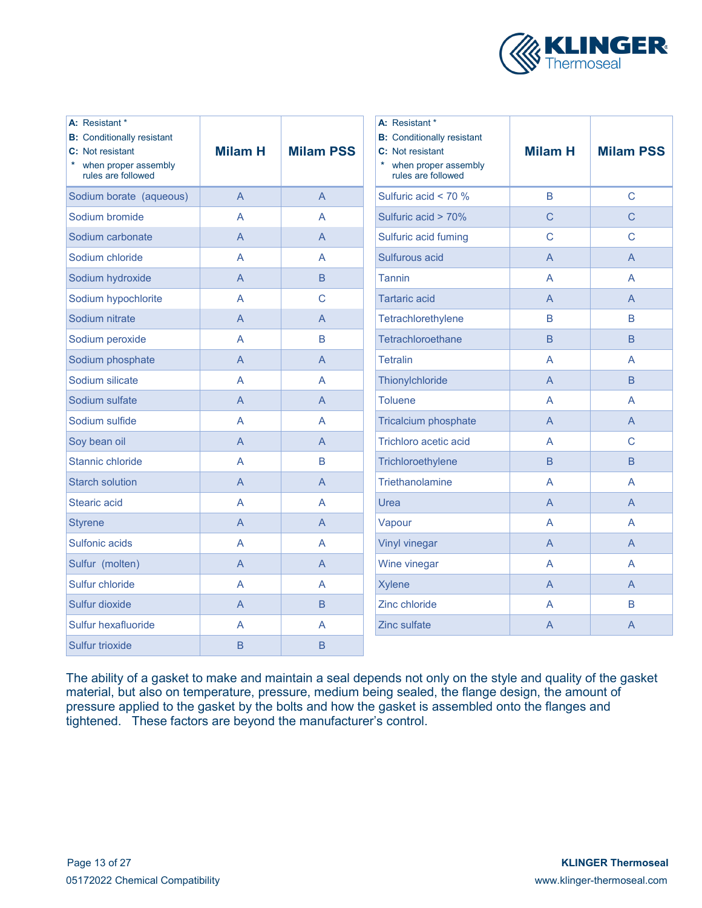| A: Resistant * <br> B: Conditionally resistant <br> C: Not resistant <br> * when proper assembly rules are followed | Milam H | Milam PSS |
|---|---|---|
| Sodium borate (aqueous) | A | A |
| Sodium bromide | A | A |
| Sodium carbonate | A | A |
| Sodium chloride | A | A |
| Sodium hydroxide | A | B |
| Sodium hypochlorite | A | C |
| Sodium nitrate | A | A |
| Sodium peroxide | A | B |
| Sodium phosphate | A | A |
| Sodium silicate | A | A |
| Sodium sulfate | A | A |
| Sodium sulfide | A | A |
| Soy bean oil | A | A |
| Stannic chloride | A | B |
| Starch solution | A | A |
| Stearic acid | A | A |
| Styrene | A | A |
| Sulfonic acids | A | A |
| Sulfur (molten) | A | A |
| Sulfur chloride | A | A |
| Sulfur dioxide | A | B |
| Sulfur hexafluoride | A | A |
| Sulfur trioxide | B | B |

| A: Resistant * <br> B: Conditionally resistant <br> C: Not resistant <br> * when proper assembly rules are followed | Milam H | Milam PSS |
|---|---|---|
| Sulfuric acid < 70 % | B | C |
| Sulfuric acid > 70% | C | C |
| Sulfuric acid fuming | C | C |
| Sulfurous acid | A | A |
| Tannin | A | A |
| Tartaric acid | A | A |
| Tetrachlorethylene | B | B |
| Tetrachloroethane | B | B |
| Tetralin | A | A |
| Thionylchloride | A | B |
| Toluene | A | A |
| Tricalcium phosphate | A | A |
| Trichloro acetic acid | A | C |
| Trichloroethylene | B | B |
| Triethanolamine | A | A |
| Urea | A | A |
| Vapour | A | A |
| Vinyl vinegar | A | A |
| Wine vinegar | A | A |
| Xylene | A | A |
| Zinc chloride | A | B |
| Zinc sulfate | A | A |

The ability of a gasket to make and maintain a seal depends not only on the style and quality of the gasket material, but also on temperature, pressure, medium being sealed, the flange design, the amount of pressure applied to the gasket by the bolts and how the gasket is assembled onto the flanges and tightened. These factors are beyond the manufacturer's control.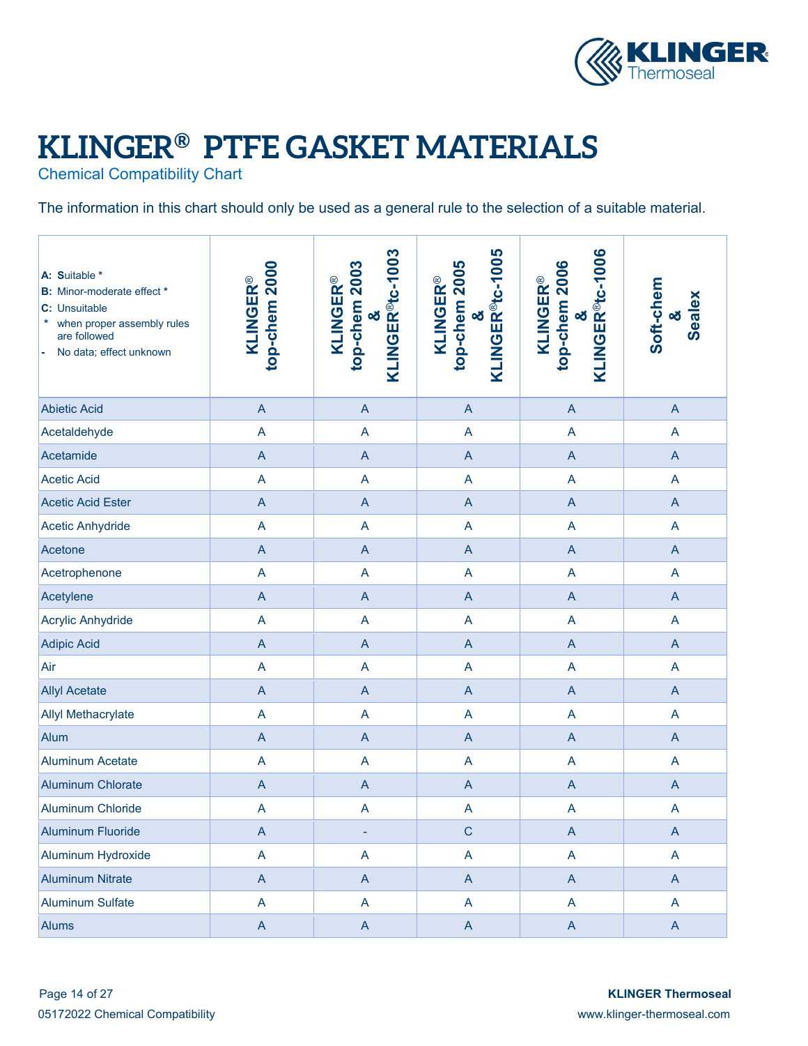# KLINGER® PTFE GASKET MATERIALS

Chemical Compatibility Chart

The information in this chart should only be used as a general rule to the selection of a suitable material.

| **A:** **S**uitable * <br> **B:** Minor-moderate effect * <br> **C:** Unsuitable <br> * when proper assembly rules are followed <br> - No data; effect unknown | KLINGER® top-chem 2000 | KLINGER® top-chem 2003 & KLINGER®tc-1003 | KLINGER® top-chem 2005 & KLINGER®tc-1005 | KLINGER® top-chem 2006 & KLINGER®tc-1006 | Soft-chem & Sealex |
|---|---|---|---|---|---|
| Abietic Acid | A | A | A | A | A |
| Acetaldehyde | A | A | A | A | A |
| Acetamide | A | A | A | A | A |
| Acetic Acid | A | A | A | A | A |
| Acetic Acid Ester | A | A | A | A | A |
| Acetic Anhydride | A | A | A | A | A |
| Acetone | A | A | A | A | A |
| Acetrophenone | A | A | A | A | A |
| Acetylene | A | A | A | A | A |
| Acrylic Anhydride | A | A | A | A | A |
| Adipic Acid | A | A | A | A | A |
| Air | A | A | A | A | A |
| Allyl Acetate | A | A | A | A | A |
| Allyl Methacrylate | A | A | A | A | A |
| Alum | A | A | A | A | A |
| Aluminum Acetate | A | A | A | A | A |
| Aluminum Chlorate | A | A | A | A | A |
| Aluminum Chloride | A | A | A | A | A |
| Aluminum Fluoride | A | - | C | A | A |
| Aluminum Hydroxide | A | A | A | A | A |
| Aluminum Nitrate | A | A | A | A | A |
| Aluminum Sulfate | A | A | A | A | A |
| Alums | A | A | A | A | A |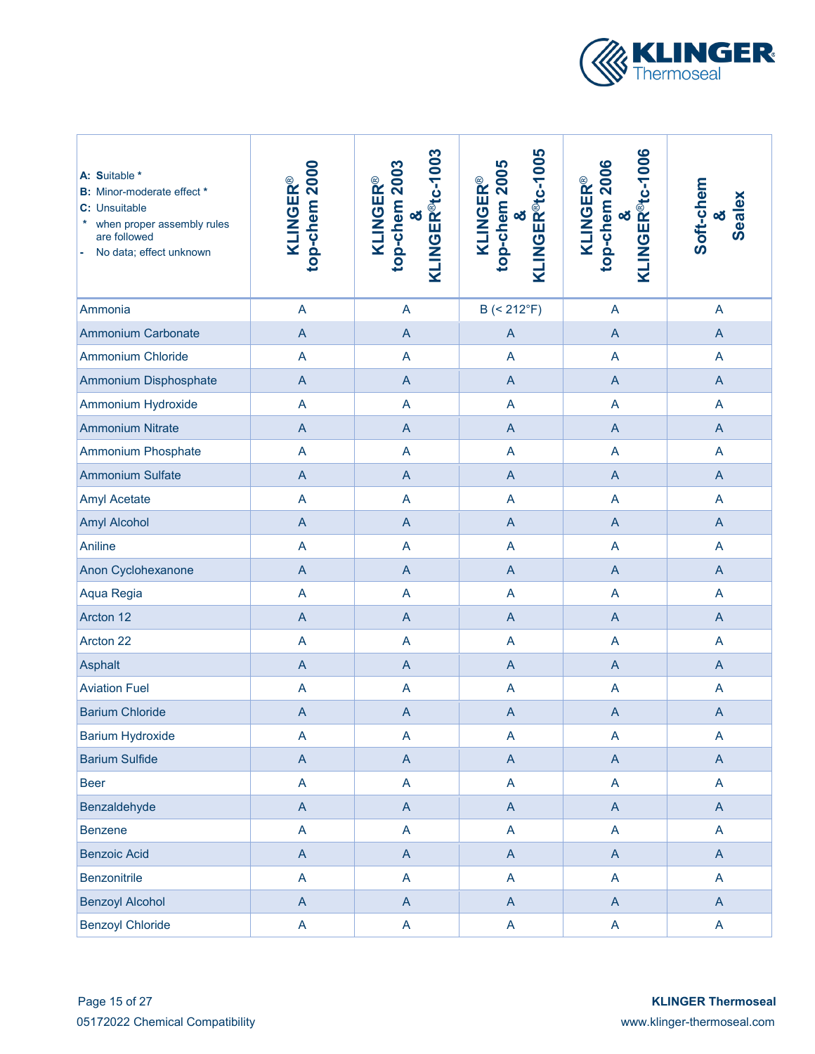| A: Suitable * <br> B: Minor-moderate effect * <br> C: Unsuitable <br> * when proper assembly rules are followed <br> - No data; effect unknown | KLINGER® top-chem 2000 | KLINGER® top-chem 2003 & KLINGER®tc-1003 | KLINGER® top-chem 2005 & KLINGER®tc-1005 | KLINGER® top-chem 2006 & KLINGER®tc-1006 | Soft-chem & Sealex |
|---|---|---|---|---|---|
| Ammonia | A | A | B (< 212°F) | A | A |
| Ammonium Carbonate | A | A | A | A | A |
| Ammonium Chloride | A | A | A | A | A |
| Ammonium Disphosphate | A | A | A | A | A |
| Ammonium Hydroxide | A | A | A | A | A |
| Ammonium Nitrate | A | A | A | A | A |
| Ammonium Phosphate | A | A | A | A | A |
| Ammonium Sulfate | A | A | A | A | A |
| Amyl Acetate | A | A | A | A | A |
| Amyl Alcohol | A | A | A | A | A |
| Aniline | A | A | A | A | A |
| Anon Cyclohexanone | A | A | A | A | A |
| Aqua Regia | A | A | A | A | A |
| Arcton 12 | A | A | A | A | A |
| Arcton 22 | A | A | A | A | A |
| Asphalt | A | A | A | A | A |
| Aviation Fuel | A | A | A | A | A |
| Barium Chloride | A | A | A | A | A |
| Barium Hydroxide | A | A | A | A | A |
| Barium Sulfide | A | A | A | A | A |
| Beer | A | A | A | A | A |
| Benzaldehyde | A | A | A | A | A |
| Benzene | A | A | A | A | A |
| Benzoic Acid | A | A | A | A | A |
| Benzonitrile | A | A | A | A | A |
| Benzoyl Alcohol | A | A | A | A | A |
| Benzoyl Chloride | A | A | A | A | A |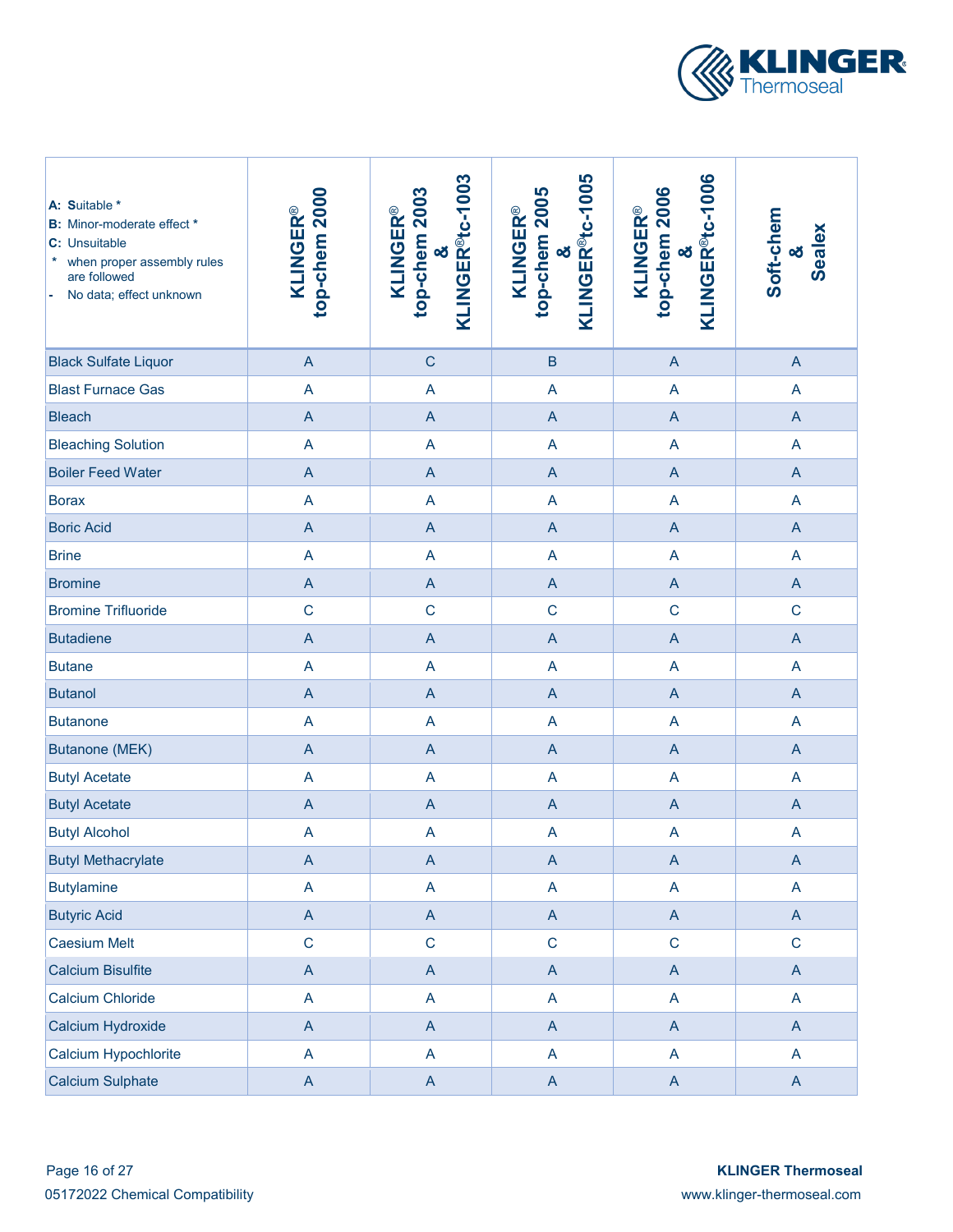| A: Suitable * <br> B: Minor-moderate effect * <br> C: Unsuitable <br> * when proper assembly rules are followed <br> - No data; effect unknown | KLINGER® top-chem 2000 | KLINGER® top-chem 2003 & KLINGER®tc-1003 | KLINGER® top-chem 2005 & KLINGER®tc-1005 | KLINGER® top-chem 2006 & KLINGER®tc-1006 | Soft-chem & Sealex |
|---|---|---|---|---|---|
| Black Sulfate Liquor | A | C | B | A | A |
| Blast Furnace Gas | A | A | A | A | A |
| Bleach | A | A | A | A | A |
| Bleaching Solution | A | A | A | A | A |
| Boiler Feed Water | A | A | A | A | A |
| Borax | A | A | A | A | A |
| Boric Acid | A | A | A | A | A |
| Brine | A | A | A | A | A |
| Bromine | A | A | A | A | A |
| Bromine Trifluoride | C | C | C | C | C |
| Butadiene | A | A | A | A | A |
| Butane | A | A | A | A | A |
| Butanol | A | A | A | A | A |
| Butanone | A | A | A | A | A |
| Butanone (MEK) | A | A | A | A | A |
| Butyl Acetate | A | A | A | A | A |
| Butyl Acetate | A | A | A | A | A |
| Butyl Alcohol | A | A | A | A | A |
| Butyl Methacrylate | A | A | A | A | A |
| Butylamine | A | A | A | A | A |
| Butyric Acid | A | A | A | A | A |
| Caesium Melt | C | C | C | C | C |
| Calcium Bisulfite | A | A | A | A | A |
| Calcium Chloride | A | A | A | A | A |
| Calcium Hydroxide | A | A | A | A | A |
| Calcium Hypochlorite | A | A | A | A | A |
| Calcium Sulphate | A | A | A | A | A |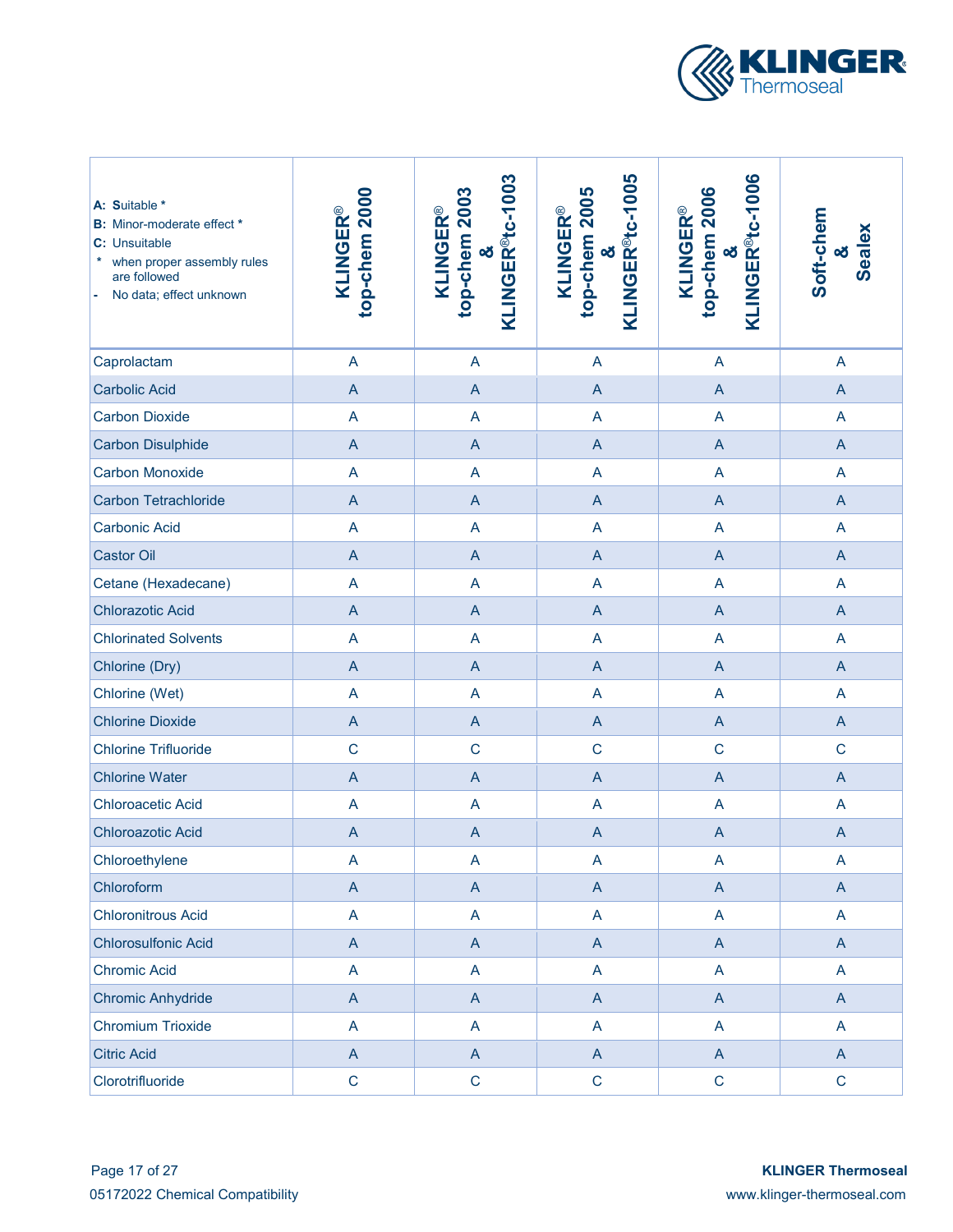| **A:** **S**uitable *<br>**B:** Minor-moderate effect *<br>**C:** Unsuitable<br>* when proper assembly rules are followed<br>- No data; effect unknown | **KLINGER® top-chem 2000** | **KLINGER® top-chem 2003 & KLINGER® tc-1003** | **KLINGER® top-chem 2005 & KLINGER® tc-1005** | **KLINGER® top-chem 2006 & KLINGER® tc-1006** | **Soft-chem & Sealex** |
|---|---|---|---|---|---|
| Caprolactam | A | A | A | A | A |
| Carbolic Acid | A | A | A | A | A |
| Carbon Dioxide | A | A | A | A | A |
| Carbon Disulphide | A | A | A | A | A |
| Carbon Monoxide | A | A | A | A | A |
| Carbon Tetrachloride | A | A | A | A | A |
| Carbonic Acid | A | A | A | A | A |
| Castor Oil | A | A | A | A | A |
| Cetane (Hexadecane) | A | A | A | A | A |
| Chlorazotic Acid | A | A | A | A | A |
| Chlorinated Solvents | A | A | A | A | A |
| Chlorine (Dry) | A | A | A | A | A |
| Chlorine (Wet) | A | A | A | A | A |
| Chlorine Dioxide | A | A | A | A | A |
| Chlorine Trifluoride | C | C | C | C | C |
| Chlorine Water | A | A | A | A | A |
| Chloroacetic Acid | A | A | A | A | A |
| Chloroazotic Acid | A | A | A | A | A |
| Chloroethylene | A | A | A | A | A |
| Chloroform | A | A | A | A | A |
| Chloronitrous Acid | A | A | A | A | A |
| Chlorosulfonic Acid | A | A | A | A | A |
| Chromic Acid | A | A | A | A | A |
| Chromic Anhydride | A | A | A | A | A |
| Chromium Trioxide | A | A | A | A | A |
| Citric Acid | A | A | A | A | A |
| Clorotrifluoride | C | C | C | C | C |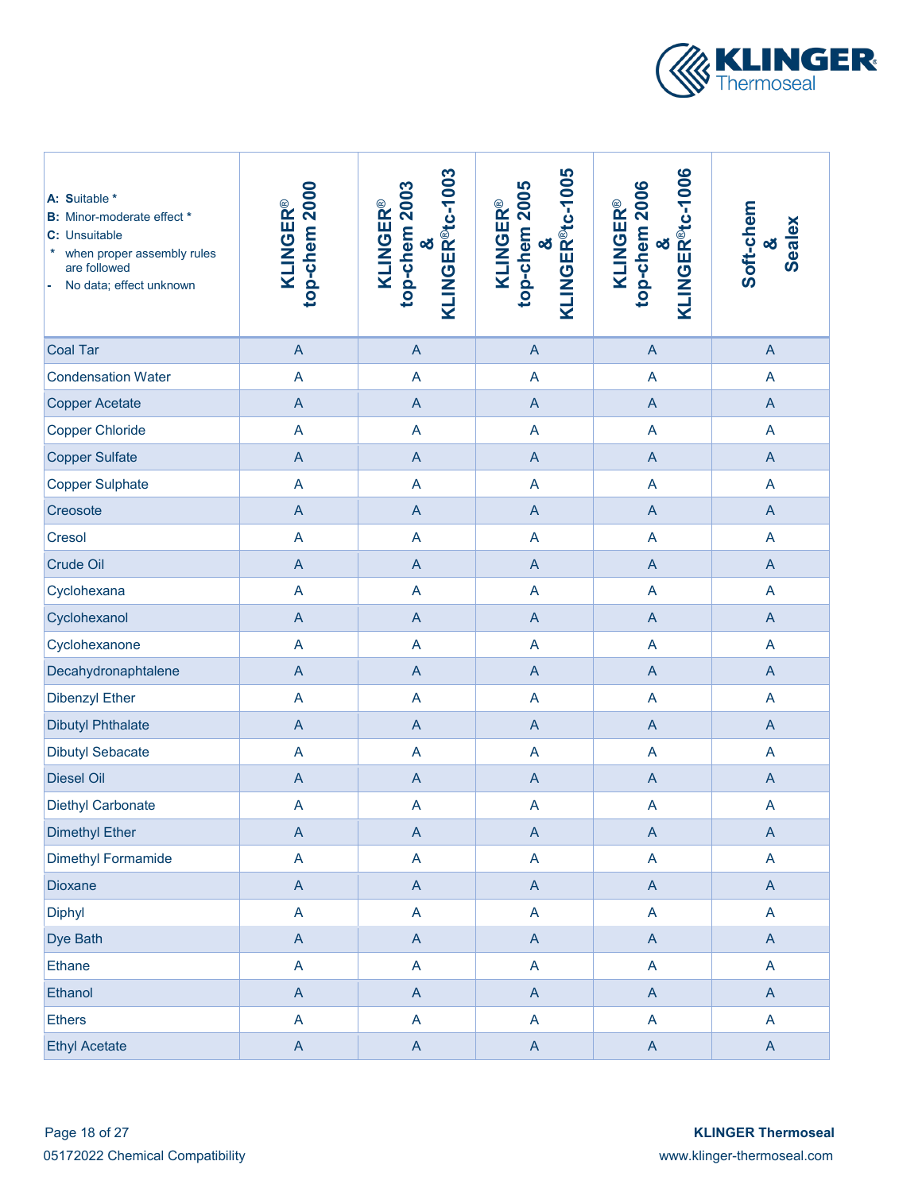| A: Suitable * <br> B: Minor-moderate effect * <br> C: Unsuitable <br> * when proper assembly rules are followed <br> - No data; effect unknown | KLINGER® top-chem 2000 | KLINGER® top-chem 2003 & KLINGER®tc-1003 | KLINGER® top-chem 2005 & KLINGER®tc-1005 | KLINGER® top-chem 2006 & KLINGER®tc-1006 | Soft-chem & Sealex |
|---|---|---|---|---|---|
| Coal Tar | A | A | A | A | A |
| Condensation Water | A | A | A | A | A |
| Copper Acetate | A | A | A | A | A |
| Copper Chloride | A | A | A | A | A |
| Copper Sulfate | A | A | A | A | A |
| Copper Sulphate | A | A | A | A | A |
| Creosote | A | A | A | A | A |
| Cresol | A | A | A | A | A |
| Crude Oil | A | A | A | A | A |
| Cyclohexana | A | A | A | A | A |
| Cyclohexanol | A | A | A | A | A |
| Cyclohexanone | A | A | A | A | A |
| Decahydronaphtalene | A | A | A | A | A |
| Dibenzyl Ether | A | A | A | A | A |
| Dibutyl Phthalate | A | A | A | A | A |
| Dibutyl Sebacate | A | A | A | A | A |
| Diesel Oil | A | A | A | A | A |
| Diethyl Carbonate | A | A | A | A | A |
| Dimethyl Ether | A | A | A | A | A |
| Dimethyl Formamide | A | A | A | A | A |
| Dioxane | A | A | A | A | A |
| Diphyl | A | A | A | A | A |
| Dye Bath | A | A | A | A | A |
| Ethane | A | A | A | A | A |
| Ethanol | A | A | A | A | A |
| Ethers | A | A | A | A | A |
| Ethyl Acetate | A | A | A | A | A |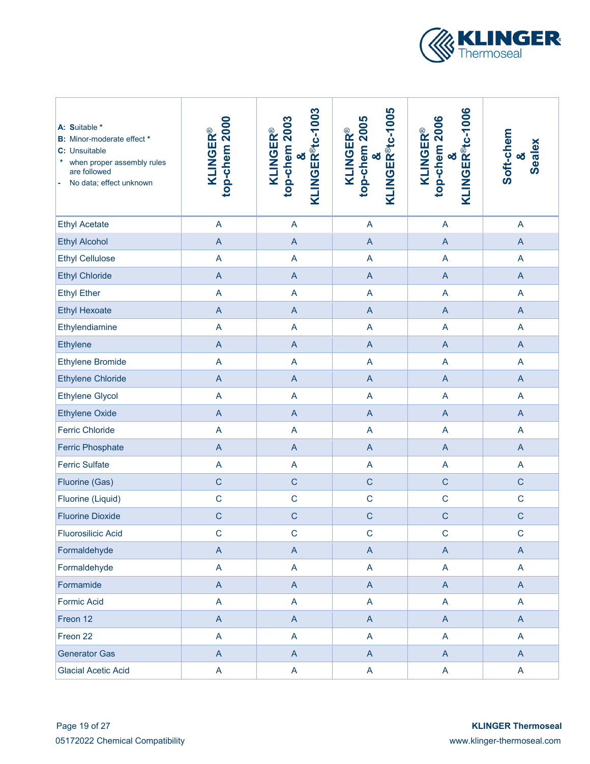| A: Suitable *<br>B: Minor-moderate effect *<br>C: Unsuitable<br>* when proper assembly rules are followed<br>- No data; effect unknown | KLINGER® top-chem 2000 | KLINGER® top-chem 2003 & KLINGER®tc-1003 | KLINGER® top-chem 2005 & KLINGER®tc-1005 | KLINGER® top-chem 2006 & KLINGER®tc-1006 | Soft-chem & Sealex |
|---|---|---|---|---|---|
| Ethyl Acetate | A | A | A | A | A |
| Ethyl Alcohol | A | A | A | A | A |
| Ethyl Cellulose | A | A | A | A | A |
| Ethyl Chloride | A | A | A | A | A |
| Ethyl Ether | A | A | A | A | A |
| Ethyl Hexoate | A | A | A | A | A |
| Ethylendiamine | A | A | A | A | A |
| Ethylene | A | A | A | A | A |
| Ethylene Bromide | A | A | A | A | A |
| Ethylene Chloride | A | A | A | A | A |
| Ethylene Glycol | A | A | A | A | A |
| Ethylene Oxide | A | A | A | A | A |
| Ferric Chloride | A | A | A | A | A |
| Ferric Phosphate | A | A | A | A | A |
| Ferric Sulfate | A | A | A | A | A |
| Fluorine (Gas) | C | C | C | C | C |
| Fluorine (Liquid) | C | C | C | C | C |
| Fluorine Dioxide | C | C | C | C | C |
| Fluorosilicic Acid | C | C | C | C | C |
| Formaldehyde | A | A | A | A | A |
| Formaldehyde | A | A | A | A | A |
| Formamide | A | A | A | A | A |
| Formic Acid | A | A | A | A | A |
| Freon 12 | A | A | A | A | A |
| Freon 22 | A | A | A | A | A |
| Generator Gas | A | A | A | A | A |
| Glacial Acetic Acid | A | A | A | A | A |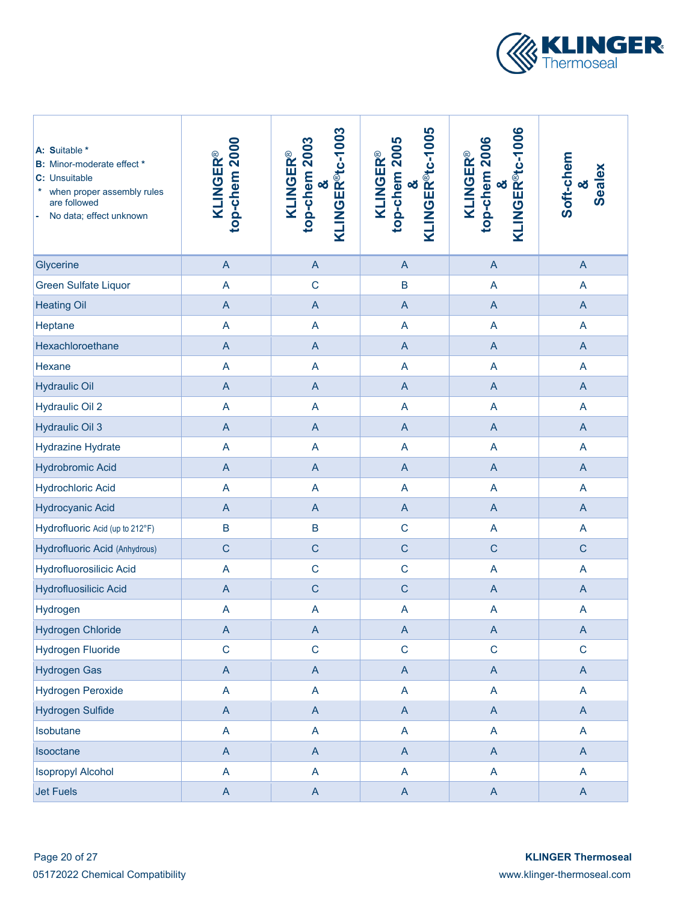| A: Suitable * <br> B: Minor-moderate effect * <br> C: Unsuitable <br> * when proper assembly rules are followed <br> - No data; effect unknown | KLINGER® top-chem 2000 | KLINGER® top-chem 2003 & KLINGER®tc-1003 | KLINGER® top-chem 2005 & KLINGER®tc-1005 | KLINGER® top-chem 2006 & KLINGER®tc-1006 | Soft-chem & Sealex |
|---|---|---|---|---|---|
| Glycerine | A | A | A | A | A |
| Green Sulfate Liquor | A | C | B | A | A |
| Heating Oil | A | A | A | A | A |
| Heptane | A | A | A | A | A |
| Hexachloroethane | A | A | A | A | A |
| Hexane | A | A | A | A | A |
| Hydraulic Oil | A | A | A | A | A |
| Hydraulic Oil 2 | A | A | A | A | A |
| Hydraulic Oil 3 | A | A | A | A | A |
| Hydrazine Hydrate | A | A | A | A | A |
| Hydrobromic Acid | A | A | A | A | A |
| Hydrochloric Acid | A | A | A | A | A |
| Hydrocyanic Acid | A | A | A | A | A |
| Hydrofluoric Acid (up to 212°F) | B | B | C | A | A |
| Hydrofluoric Acid (Anhydrous) | C | C | C | C | C |
| Hydrofluorosilicic Acid | A | C | C | A | A |
| Hydrofluosilicic Acid | A | C | C | A | A |
| Hydrogen | A | A | A | A | A |
| Hydrogen Chloride | A | A | A | A | A |
| Hydrogen Fluoride | C | C | C | C | C |
| Hydrogen Gas | A | A | A | A | A |
| Hydrogen Peroxide | A | A | A | A | A |
| Hydrogen Sulfide | A | A | A | A | A |
| Isobutane | A | A | A | A | A |
| Isooctane | A | A | A | A | A |
| Isopropyl Alcohol | A | A | A | A | A |
| Jet Fuels | A | A | A | A | A |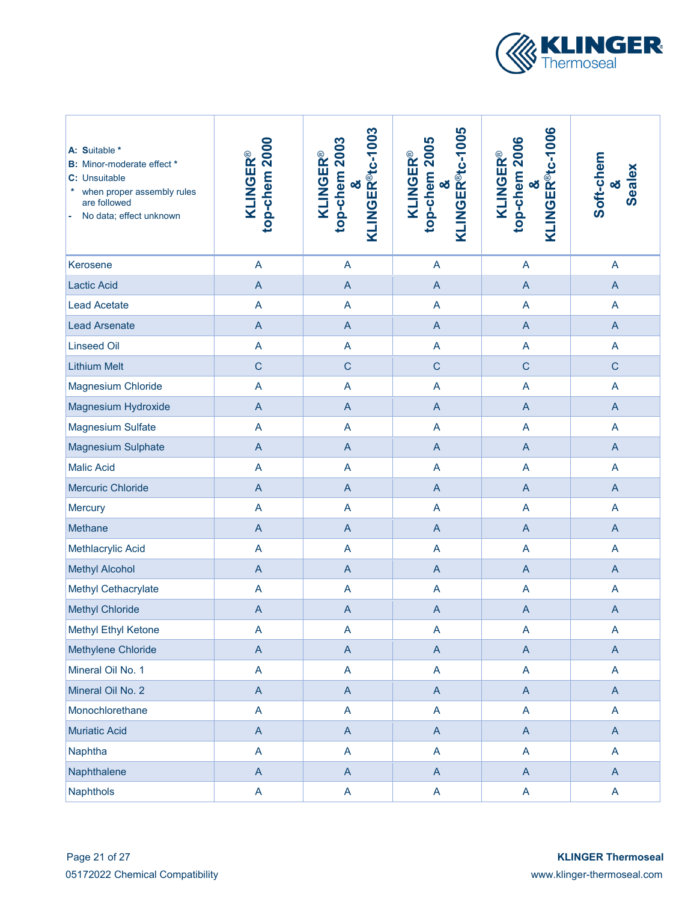| **A:** **S**uitable *<br>**B:** Minor-moderate effect *<br>**C:** Unsuitable<br>* when proper assembly rules are followed<br>- No data; effect unknown | **KLINGER® top-chem 2000** | **KLINGER® top-chem 2003 & KLINGER®tc-1003** | **KLINGER® top-chem 2005 & KLINGER®tc-1005** | **KLINGER® top-chem 2006 & KLINGER®tc-1006** | **Soft-chem & Sealex** |
|---|---|---|---|---|---|
| Kerosene | A | A | A | A | A |
| Lactic Acid | A | A | A | A | A |
| Lead Acetate | A | A | A | A | A |
| Lead Arsenate | A | A | A | A | A |
| Linseed Oil | A | A | A | A | A |
| Lithium Melt | C | C | C | C | C |
| Magnesium Chloride | A | A | A | A | A |
| Magnesium Hydroxide | A | A | A | A | A |
| Magnesium Sulfate | A | A | A | A | A |
| Magnesium Sulphate | A | A | A | A | A |
| Malic Acid | A | A | A | A | A |
| Mercuric Chloride | A | A | A | A | A |
| Mercury | A | A | A | A | A |
| Methane | A | A | A | A | A |
| Methlacrylic Acid | A | A | A | A | A |
| Methyl Alcohol | A | A | A | A | A |
| Methyl Cethacrylate | A | A | A | A | A |
| Methyl Chloride | A | A | A | A | A |
| Methyl Ethyl Ketone | A | A | A | A | A |
| Methylene Chloride | A | A | A | A | A |
| Mineral Oil No. 1 | A | A | A | A | A |
| Mineral Oil No. 2 | A | A | A | A | A |
| Monochlorethane | A | A | A | A | A |
| Muriatic Acid | A | A | A | A | A |
| Naphtha | A | A | A | A | A |
| Naphthalene | A | A | A | A | A |
| Naphthols | A | A | A | A | A |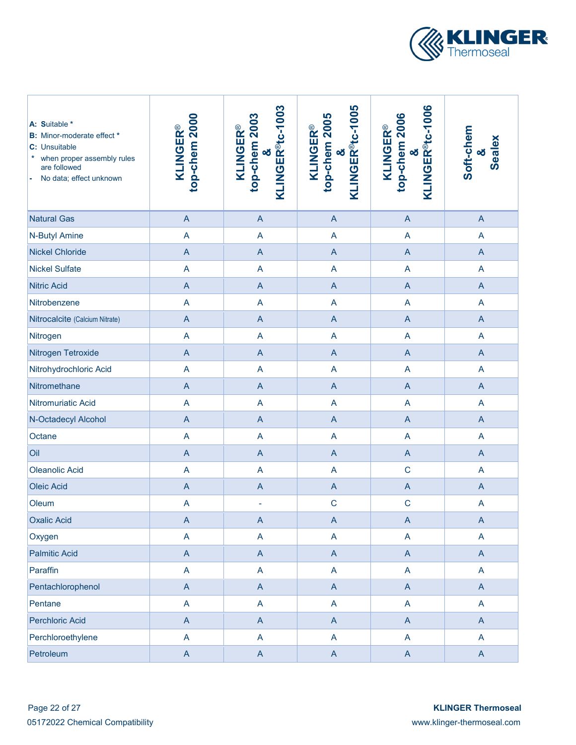| A: Suitable *<br>B: Minor-moderate effect *<br>C: Unsuitable<br>* when proper assembly rules are followed<br>- No data; effect unknown | KLINGER® top-chem 2000 | KLINGER® top-chem 2003 & KLINGER® tc-1003 | KLINGER® top-chem 2005 & KLINGER® tc-1005 | KLINGER® top-chem 2006 & KLINGER® tc-1006 | Soft-chem & Sealex |
|---|---|---|---|---|---|
| Natural Gas | A | A | A | A | A |
| N-Butyl Amine | A | A | A | A | A |
| Nickel Chloride | A | A | A | A | A |
| Nickel Sulfate | A | A | A | A | A |
| Nitric Acid | A | A | A | A | A |
| Nitrobenzene | A | A | A | A | A |
| Nitrocalcite (Calcium Nitrate) | A | A | A | A | A |
| Nitrogen | A | A | A | A | A |
| Nitrogen Tetroxide | A | A | A | A | A |
| Nitrohydrochloric Acid | A | A | A | A | A |
| Nitromethane | A | A | A | A | A |
| Nitromuriatic Acid | A | A | A | A | A |
| N-Octadecyl Alcohol | A | A | A | A | A |
| Octane | A | A | A | A | A |
| Oil | A | A | A | A | A |
| Oleanolic Acid | A | A | A | C | A |
| Oleic Acid | A | A | A | A | A |
| Oleum | A | - | C | C | A |
| Oxalic Acid | A | A | A | A | A |
| Oxygen | A | A | A | A | A |
| Palmitic Acid | A | A | A | A | A |
| Paraffin | A | A | A | A | A |
| Pentachlorophenol | A | A | A | A | A |
| Pentane | A | A | A | A | A |
| Perchloric Acid | A | A | A | A | A |
| Perchloroethylene | A | A | A | A | A |
| Petroleum | A | A | A | A | A |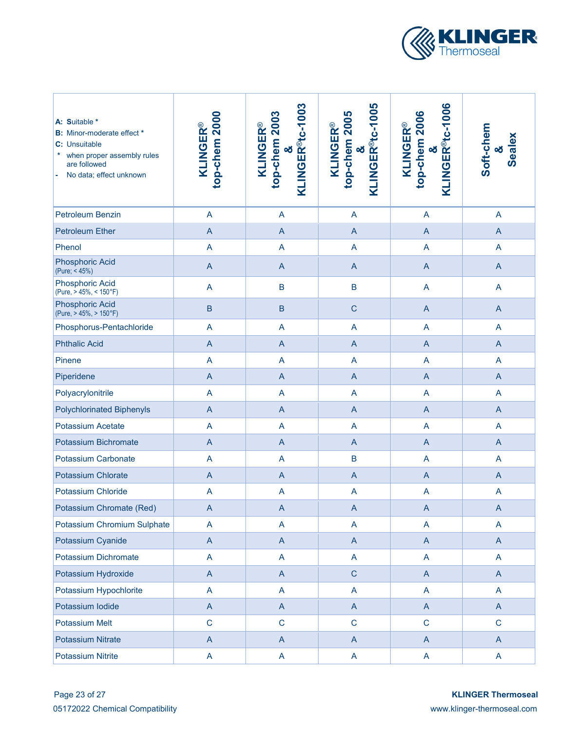| **A:** Suitable * <br> **B:** Minor-moderate effect * <br> **C:** Unsuitable <br> * when proper assembly rules are followed <br> - No data; effect unknown | KLINGER® top-chem 2000 | KLINGER® top-chem 2003 & KLINGER®tc-1003 | KLINGER® top-chem 2005 & KLINGER®tc-1005 | KLINGER® top-chem 2006 & KLINGER®tc-1006 | Soft-chem & Sealex |
|---|---|---|---|---|---|
| Petroleum Benzin | A | A | A | A | A |
| Petroleum Ether | A | A | A | A | A |
| Phenol | A | A | A | A | A |
| Phosphoric Acid (Pure; < 45%) | A | A | A | A | A |
| Phosphoric Acid (Pure, > 45%, < 150°F) | A | B | B | A | A |
| Phosphoric Acid (Pure, > 45%, > 150°F) | B | B | C | A | A |
| Phosphorus-Pentachloride | A | A | A | A | A |
| Phthalic Acid | A | A | A | A | A |
| Pinene | A | A | A | A | A |
| Piperidene | A | A | A | A | A |
| Polyacrylonitrile | A | A | A | A | A |
| Polychlorinated Biphenyls | A | A | A | A | A |
| Potassium Acetate | A | A | A | A | A |
| Potassium Bichromate | A | A | A | A | A |
| Potassium Carbonate | A | A | B | A | A |
| Potassium Chlorate | A | A | A | A | A |
| Potassium Chloride | A | A | A | A | A |
| Potassium Chromate (Red) | A | A | A | A | A |
| Potassium Chromium Sulphate | A | A | A | A | A |
| Potassium Cyanide | A | A | A | A | A |
| Potassium Dichromate | A | A | A | A | A |
| Potassium Hydroxide | A | A | C | A | A |
| Potassium Hypochlorite | A | A | A | A | A |
| Potassium Iodide | A | A | A | A | A |
| Potassium Melt | C | C | C | C | C |
| Potassium Nitrate | A | A | A | A | A |
| Potassium Nitrite | A | A | A | A | A |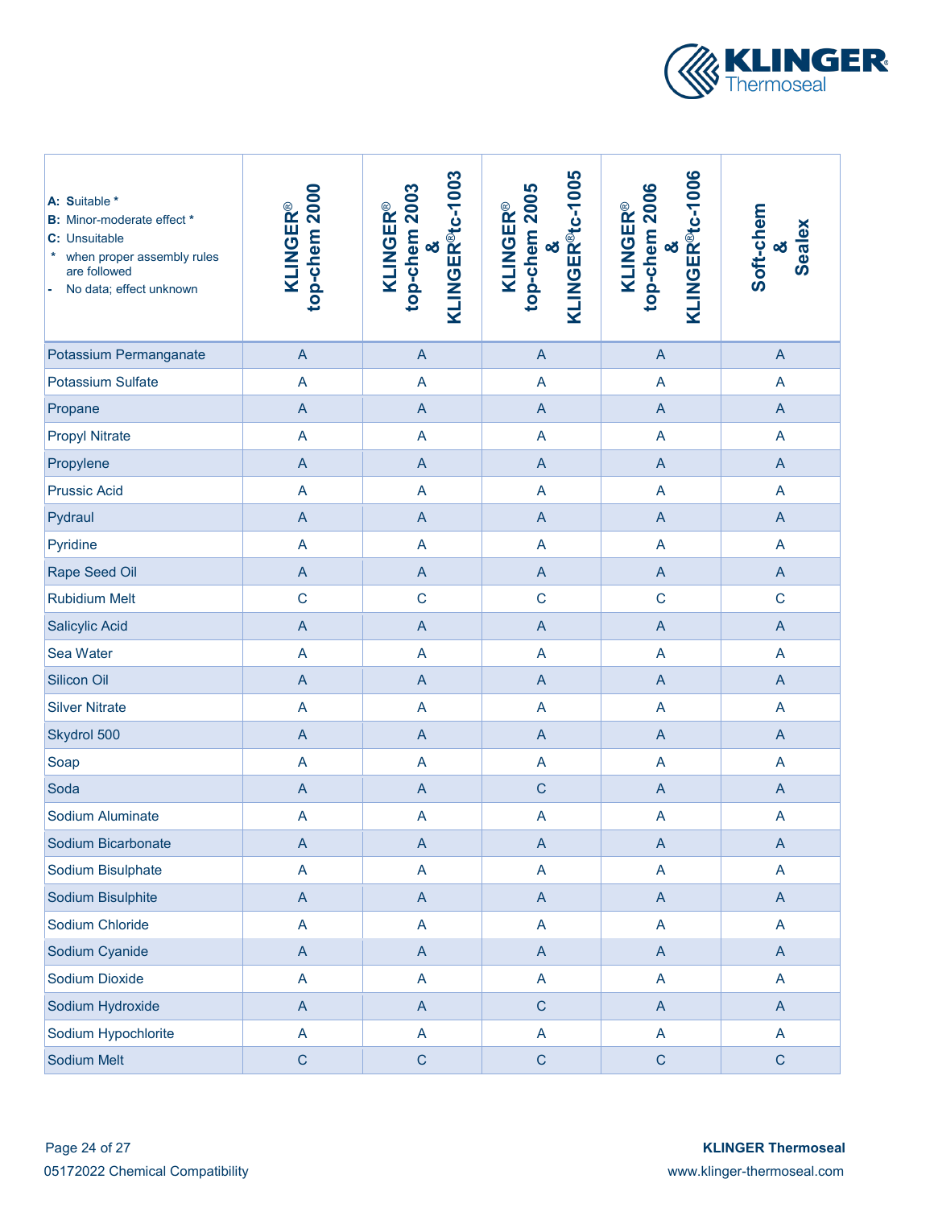| A: Suitable * <br> B: Minor-moderate effect * <br> C: Unsuitable <br> * when proper assembly rules are followed <br> - No data; effect unknown | KLINGER® top-chem 2000 | KLINGER® top-chem 2003 & KLINGER® tc-1003 | KLINGER® top-chem 2005 & KLINGER® tc-1005 | KLINGER® top-chem 2006 & KLINGER® tc-1006 | Soft-chem & Sealex |
|---|---|---|---|---|---|
| Potassium Permanganate | A | A | A | A | A |
| Potassium Sulfate | A | A | A | A | A |
| Propane | A | A | A | A | A |
| Propyl Nitrate | A | A | A | A | A |
| Propylene | A | A | A | A | A |
| Prussic Acid | A | A | A | A | A |
| Pydraul | A | A | A | A | A |
| Pyridine | A | A | A | A | A |
| Rape Seed Oil | A | A | A | A | A |
| Rubidium Melt | C | C | C | C | C |
| Salicylic Acid | A | A | A | A | A |
| Sea Water | A | A | A | A | A |
| Silicon Oil | A | A | A | A | A |
| Silver Nitrate | A | A | A | A | A |
| Skydrol 500 | A | A | A | A | A |
| Soap | A | A | A | A | A |
| Soda | A | A | C | A | A |
| Sodium Aluminate | A | A | A | A | A |
| Sodium Bicarbonate | A | A | A | A | A |
| Sodium Bisulphate | A | A | A | A | A |
| Sodium Bisulphite | A | A | A | A | A |
| Sodium Chloride | A | A | A | A | A |
| Sodium Cyanide | A | A | A | A | A |
| Sodium Dioxide | A | A | A | A | A |
| Sodium Hydroxide | A | A | C | A | A |
| Sodium Hypochlorite | A | A | A | A | A |
| Sodium Melt | C | C | C | C | C |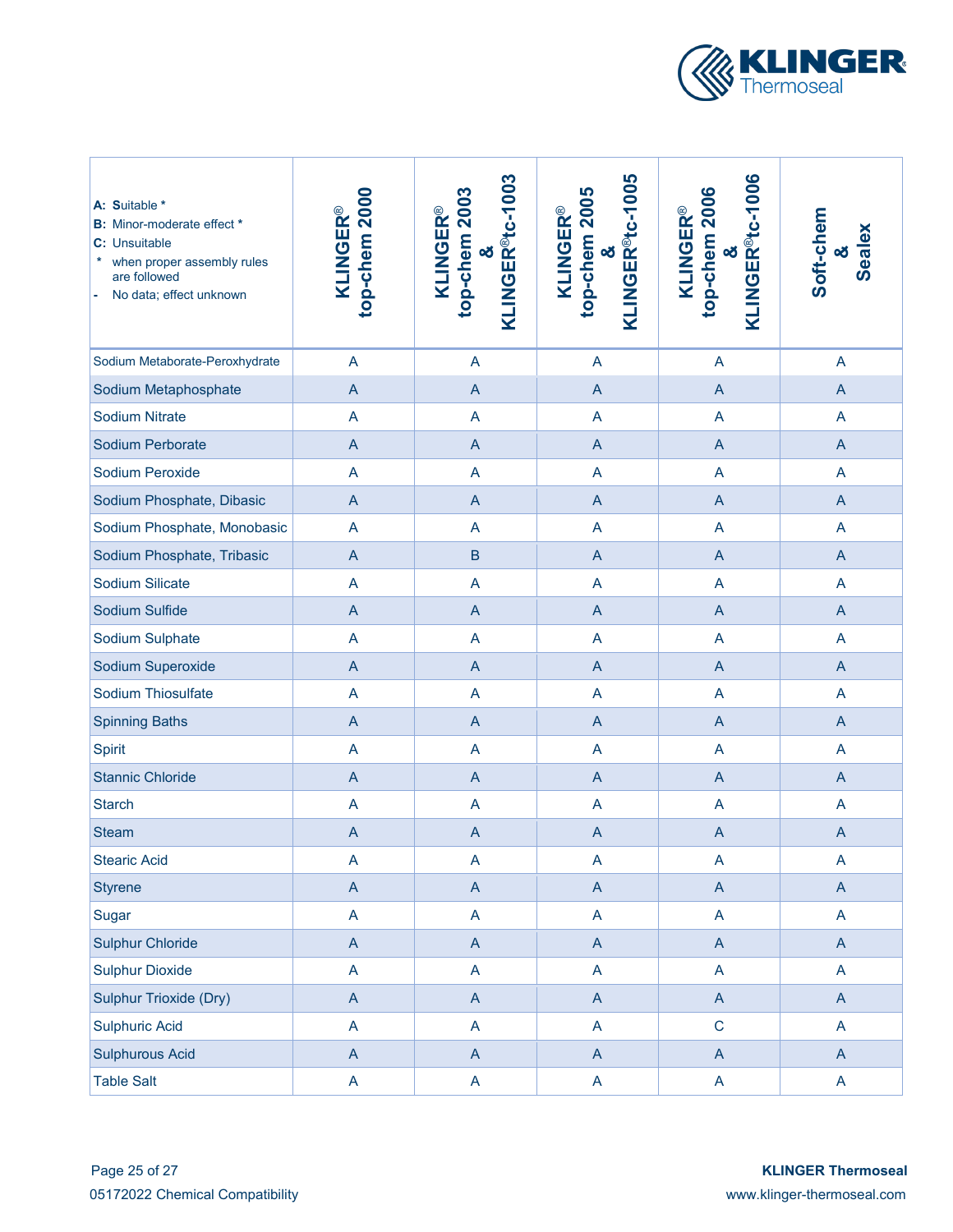| **A:** **S**uitable *<br>**B:** Minor-moderate effect *<br>**C:** Unsuitable<br>* when proper assembly rules are followed<br>- No data; effect unknown | **KLINGER® top-chem 2000** | **KLINGER® top-chem 2003 & KLINGER®tc-1003** | **KLINGER® top-chem 2005 & KLINGER®tc-1005** | **KLINGER® top-chem 2006 & KLINGER®tc-1006** | **Soft-chem & Sealex** |
|---|---|---|---|---|---|
| Sodium Metaborate-Peroxhydrate | A | A | A | A | A |
| Sodium Metaphosphate | A | A | A | A | A |
| Sodium Nitrate | A | A | A | A | A |
| Sodium Perborate | A | A | A | A | A |
| Sodium Peroxide | A | A | A | A | A |
| Sodium Phosphate, Dibasic | A | A | A | A | A |
| Sodium Phosphate, Monobasic | A | A | A | A | A |
| Sodium Phosphate, Tribasic | A | B | A | A | A |
| Sodium Silicate | A | A | A | A | A |
| Sodium Sulfide | A | A | A | A | A |
| Sodium Sulphate | A | A | A | A | A |
| Sodium Superoxide | A | A | A | A | A |
| Sodium Thiosulfate | A | A | A | A | A |
| Spinning Baths | A | A | A | A | A |
| Spirit | A | A | A | A | A |
| Stannic Chloride | A | A | A | A | A |
| Starch | A | A | A | A | A |
| Steam | A | A | A | A | A |
| Stearic Acid | A | A | A | A | A |
| Styrene | A | A | A | A | A |
| Sugar | A | A | A | A | A |
| Sulphur Chloride | A | A | A | A | A |
| Sulphur Dioxide | A | A | A | A | A |
| Sulphur Trioxide (Dry) | A | A | A | A | A |
| Sulphuric Acid | A | A | A | C | A |
| Sulphurous Acid | A | A | A | A | A |
| Table Salt | A | A | A | A | A |

05172022 Chemical Compatibility

**KLINGER Thermoseal**
www.klinger-thermoseal.com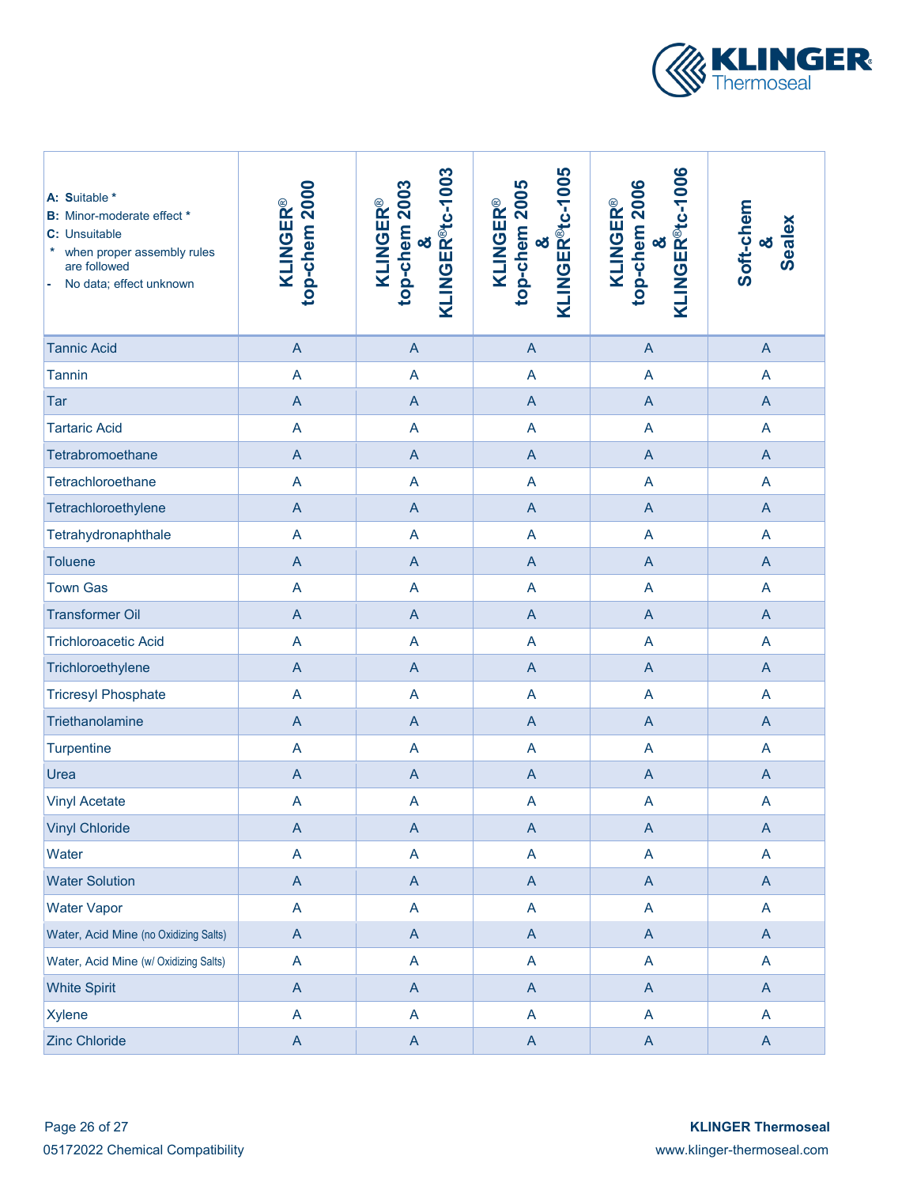| A: Suitable * <br> B: Minor-moderate effect * <br> C: Unsuitable <br> * when proper assembly rules are followed <br> - No data; effect unknown | KLINGER® top-chem 2000 | KLINGER® top-chem 2003 & KLINGER®tc-1003 | KLINGER® top-chem 2005 & KLINGER®tc-1005 | KLINGER® top-chem 2006 & KLINGER®tc-1006 | Soft-chem & Sealex |
|---|---|---|---|---|---|
| Tannic Acid | A | A | A | A | A |
| Tannin | A | A | A | A | A |
| Tar | A | A | A | A | A |
| Tartaric Acid | A | A | A | A | A |
| Tetrabromoethane | A | A | A | A | A |
| Tetrachloroethane | A | A | A | A | A |
| Tetrachloroethylene | A | A | A | A | A |
| Tetrahydronaphthale | A | A | A | A | A |
| Toluene | A | A | A | A | A |
| Town Gas | A | A | A | A | A |
| Transformer Oil | A | A | A | A | A |
| Trichloroacetic Acid | A | A | A | A | A |
| Trichloroethylene | A | A | A | A | A |
| Tricresyl Phosphate | A | A | A | A | A |
| Triethanolamine | A | A | A | A | A |
| Turpentine | A | A | A | A | A |
| Urea | A | A | A | A | A |
| Vinyl Acetate | A | A | A | A | A |
| Vinyl Chloride | A | A | A | A | A |
| Water | A | A | A | A | A |
| Water Solution | A | A | A | A | A |
| Water Vapor | A | A | A | A | A |
| Water, Acid Mine (no Oxidizing Salts) | A | A | A | A | A |
| Water, Acid Mine (w/ Oxidizing Salts) | A | A | A | A | A |
| White Spirit | A | A | A | A | A |
| Xylene | A | A | A | A | A |
| Zinc Chloride | A | A | A | A | A |

05172022 Chemical Compatibility

KLINGER Thermoseal
www.klinger-thermoseal.com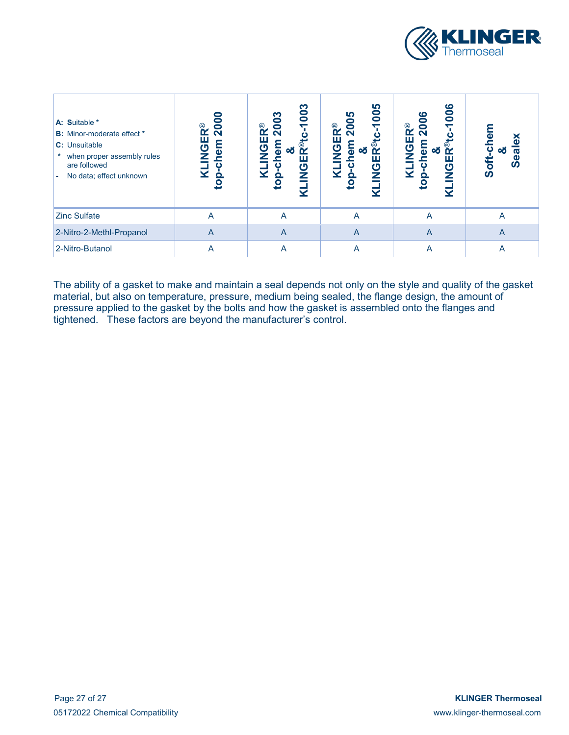| A: Suitable * <br> B: Minor-moderate effect * <br> C: Unsuitable <br> * when proper assembly rules are followed <br> - No data; effect unknown | KLINGER® top-chem 2000 | KLINGER® top-chem 2003 & KLINGER®tc-1003 | KLINGER® top-chem 2005 & KLINGER®tc-1005 | KLINGER® top-chem 2006 & KLINGER®tc-1006 | Soft-chem & Sealex |
|---|---|---|---|---|---|
| Zinc Sulfate | A | A | A | A | A |
| 2-Nitro-2-Methl-Propanol | A | A | A | A | A |
| 2-Nitro-Butanol | A | A | A | A | A |

The ability of a gasket to make and maintain a seal depends not only on the style and quality of the gasket material, but also on temperature, pressure, medium being sealed, the flange design, the amount of pressure applied to the gasket by the bolts and how the gasket is assembled onto the flanges and tightened. These factors are beyond the manufacturer's control.